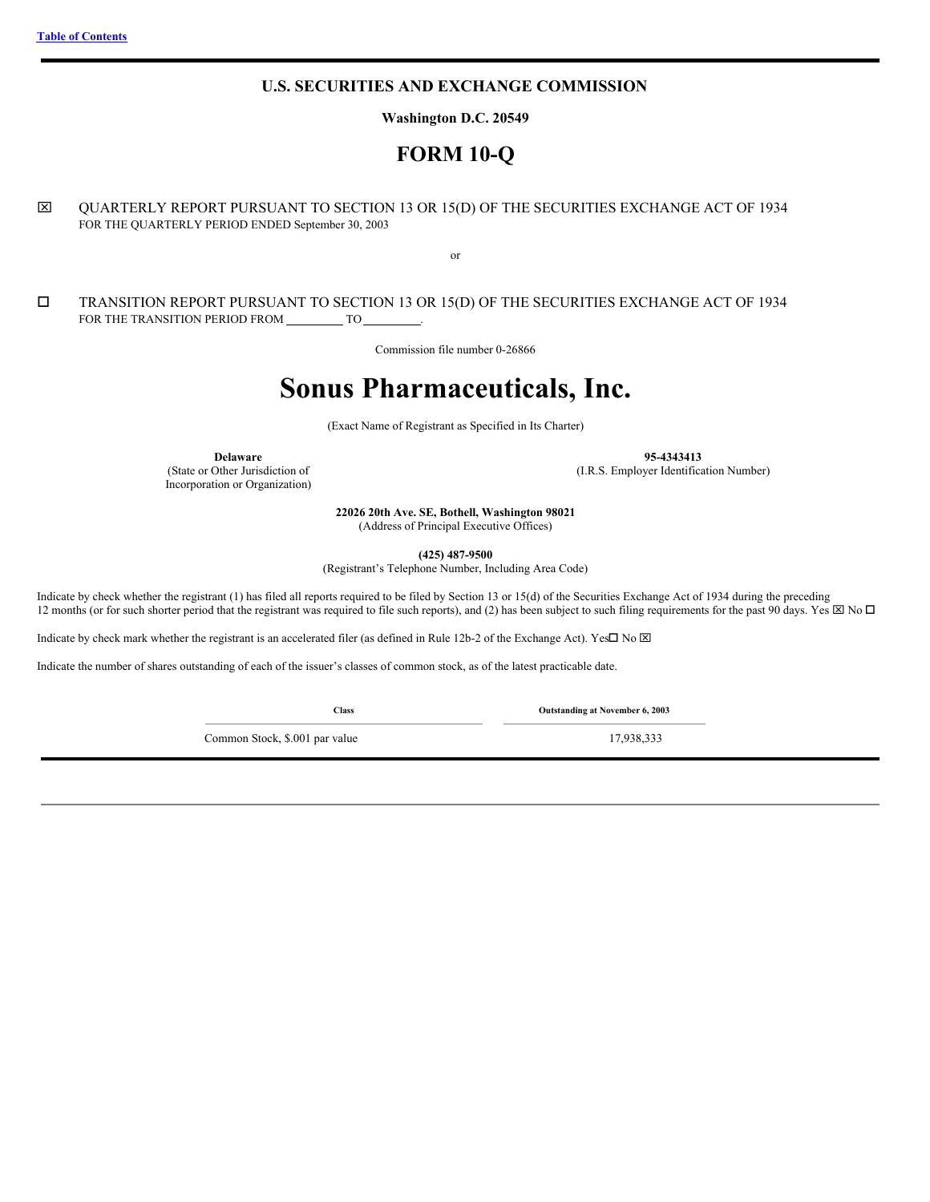Table of Contents

# U.S. SECURITIES AND EXCHANGE COMMISSION

**Washington D.C. 20549**

# FORM 10-Q

☒ QUARTERLY REPORT PURSUANT TO SECTION 13 OR 15(D) OF THE SECURITIES EXCHANGE ACT OF 1934
FOR THE QUARTERLY PERIOD ENDED September 30, 2003

or

☐ TRANSITION REPORT PURSUANT TO SECTION 13 OR 15(D) OF THE SECURITIES EXCHANGE ACT OF 1934
FOR THE TRANSITION PERIOD FROM \_\_\_\_\_\_\_\_\_ TO \_\_\_\_\_\_\_\_\_.

Commission file number 0-26866

# Sonus Pharmaceuticals, Inc.

(Exact Name of Registrant as Specified in Its Charter)

| | |
|---|---|
| **Delaware**<br>(State or Other Jurisdiction of Incorporation or Organization) | **95-4343413**<br>(I.R.S. Employer Identification Number) |

**22026 20th Ave. SE, Bothell, Washington 98021**
(Address of Principal Executive Offices)

**(425) 487-9500**
(Registrant's Telephone Number, Including Area Code)

Indicate by check whether the registrant (1) has filed all reports required to be filed by Section 13 or 15(d) of the Securities Exchange Act of 1934 during the preceding 12 months (or for such shorter period that the registrant was required to file such reports), and (2) has been subject to such filing requirements for the past 90 days. Yes ☒ No ☐

Indicate by check mark whether the registrant is an accelerated filer (as defined in Rule 12b-2 of the Exchange Act). Yes☐ No ☒

Indicate the number of shares outstanding of each of the issuer's classes of common stock, as of the latest practicable date.

| Class | Outstanding at November 6, 2003 |
|---|---|
| Common Stock, $.001 par value | 17,938,333 |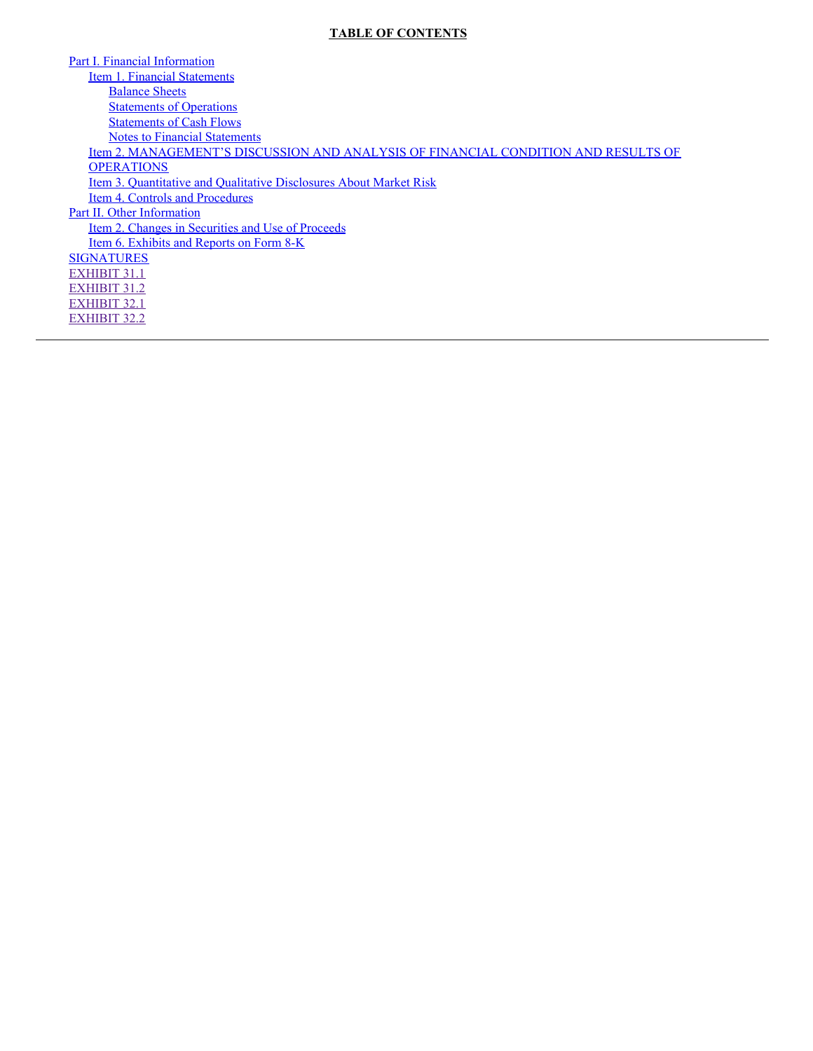**TABLE OF CONTENTS**

- Part I. Financial Information
  - Item 1. Financial Statements
    - Balance Sheets
    - Statements of Operations
    - Statements of Cash Flows
    - Notes to Financial Statements
  - Item 2. MANAGEMENT'S DISCUSSION AND ANALYSIS OF FINANCIAL CONDITION AND RESULTS OF OPERATIONS
  - Item 3. Quantitative and Qualitative Disclosures About Market Risk
  - Item 4. Controls and Procedures
- Part II. Other Information
  - Item 2. Changes in Securities and Use of Proceeds
  - Item 6. Exhibits and Reports on Form 8-K
- SIGNATURES
- EXHIBIT 31.1
- EXHIBIT 31.2
- EXHIBIT 32.1
- EXHIBIT 32.2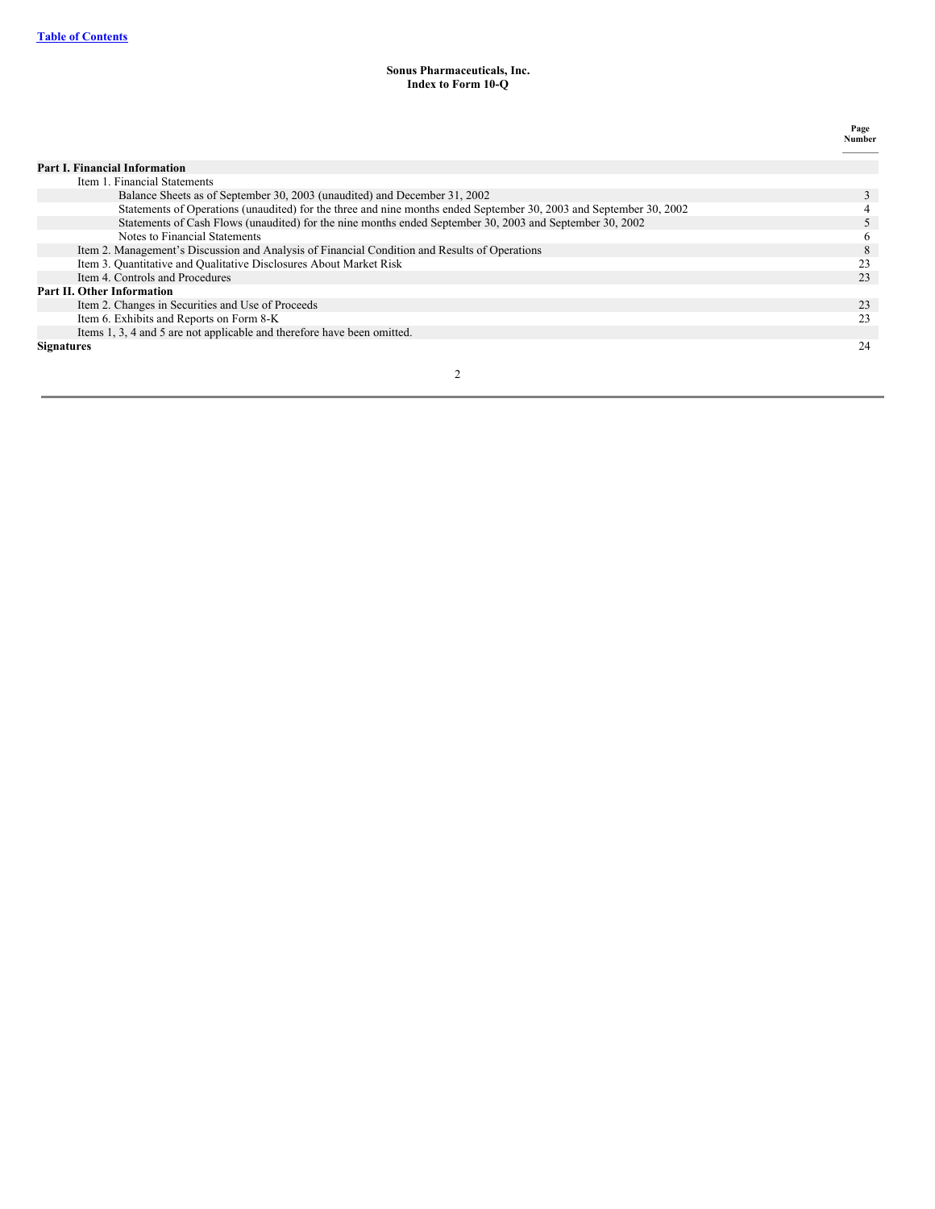[Table of Contents](#)

**Sonus Pharmaceuticals, Inc.**
**Index to Form 10-Q**

| | Page Number |
|---|---|
| **Part I. Financial Information** | |
| Item 1. Financial Statements | |
| Balance Sheets as of September 30, 2003 (unaudited) and December 31, 2002 | 3 |
| Statements of Operations (unaudited) for the three and nine months ended September 30, 2003 and September 30, 2002 | 4 |
| Statements of Cash Flows (unaudited) for the nine months ended September 30, 2003 and September 30, 2002 | 5 |
| Notes to Financial Statements | 6 |
| Item 2. Management’s Discussion and Analysis of Financial Condition and Results of Operations | 8 |
| Item 3. Quantitative and Qualitative Disclosures About Market Risk | 23 |
| Item 4. Controls and Procedures | 23 |
| **Part II. Other Information** | |
| Item 2. Changes in Securities and Use of Proceeds | 23 |
| Item 6. Exhibits and Reports on Form 8-K | 23 |
| Items 1, 3, 4 and 5 are not applicable and therefore have been omitted. | |
| **Signatures** | 24 |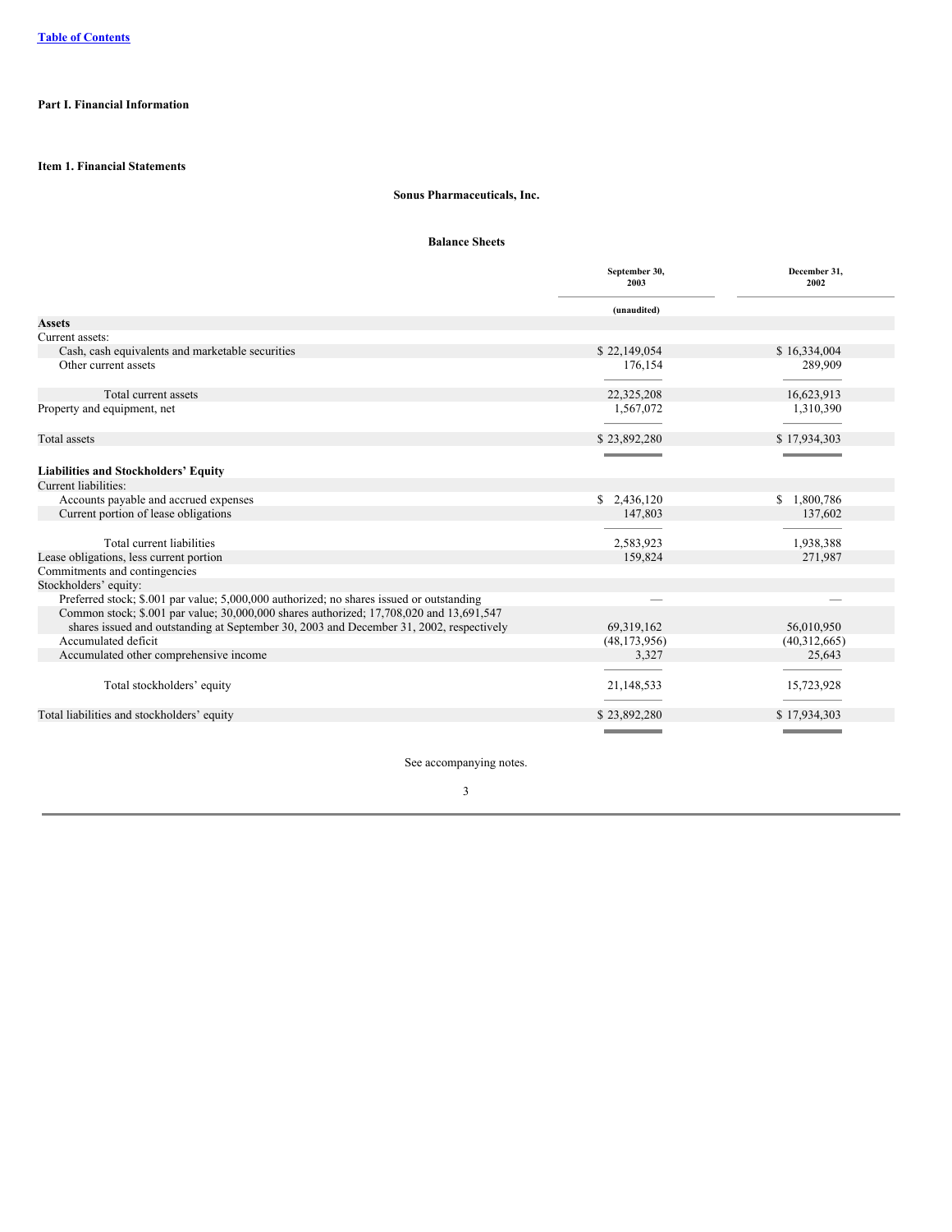[Table of Contents](#)

**Part I. Financial Information**

**Item 1. Financial Statements**

**Sonus Pharmaceuticals, Inc.**

**Balance Sheets**

| | September 30, 2003 | December 31, 2002 |
|---|---|---|
| | (unaudited) | |
| **Assets** | | |
| Current assets: | | |
| Cash, cash equivalents and marketable securities | $ 22,149,054 | $ 16,334,004 |
| Other current assets | 176,154 | 289,909 |
| Total current assets | 22,325,208 | 16,623,913 |
| Property and equipment, net | 1,567,072 | 1,310,390 |
| Total assets | $ 23,892,280 | $ 17,934,303 |
| **Liabilities and Stockholders' Equity** | | |
| Current liabilities: | | |
| Accounts payable and accrued expenses | $ 2,436,120 | $ 1,800,786 |
| Current portion of lease obligations | 147,803 | 137,602 |
| Total current liabilities | 2,583,923 | 1,938,388 |
| Lease obligations, less current portion | 159,824 | 271,987 |
| Commitments and contingencies | | |
| Stockholders' equity: | | |
| Preferred stock; $.001 par value; 5,000,000 authorized; no shares issued or outstanding | — | — |
| Common stock; $.001 par value; 30,000,000 shares authorized; 17,708,020 and 13,691,547 shares issued and outstanding at September 30, 2003 and December 31, 2002, respectively | 69,319,162 | 56,010,950 |
| Accumulated deficit | (48,173,956) | (40,312,665) |
| Accumulated other comprehensive income | 3,327 | 25,643 |
| Total stockholders' equity | 21,148,533 | 15,723,928 |
| Total liabilities and stockholders' equity | $ 23,892,280 | $ 17,934,303 |

See accompanying notes.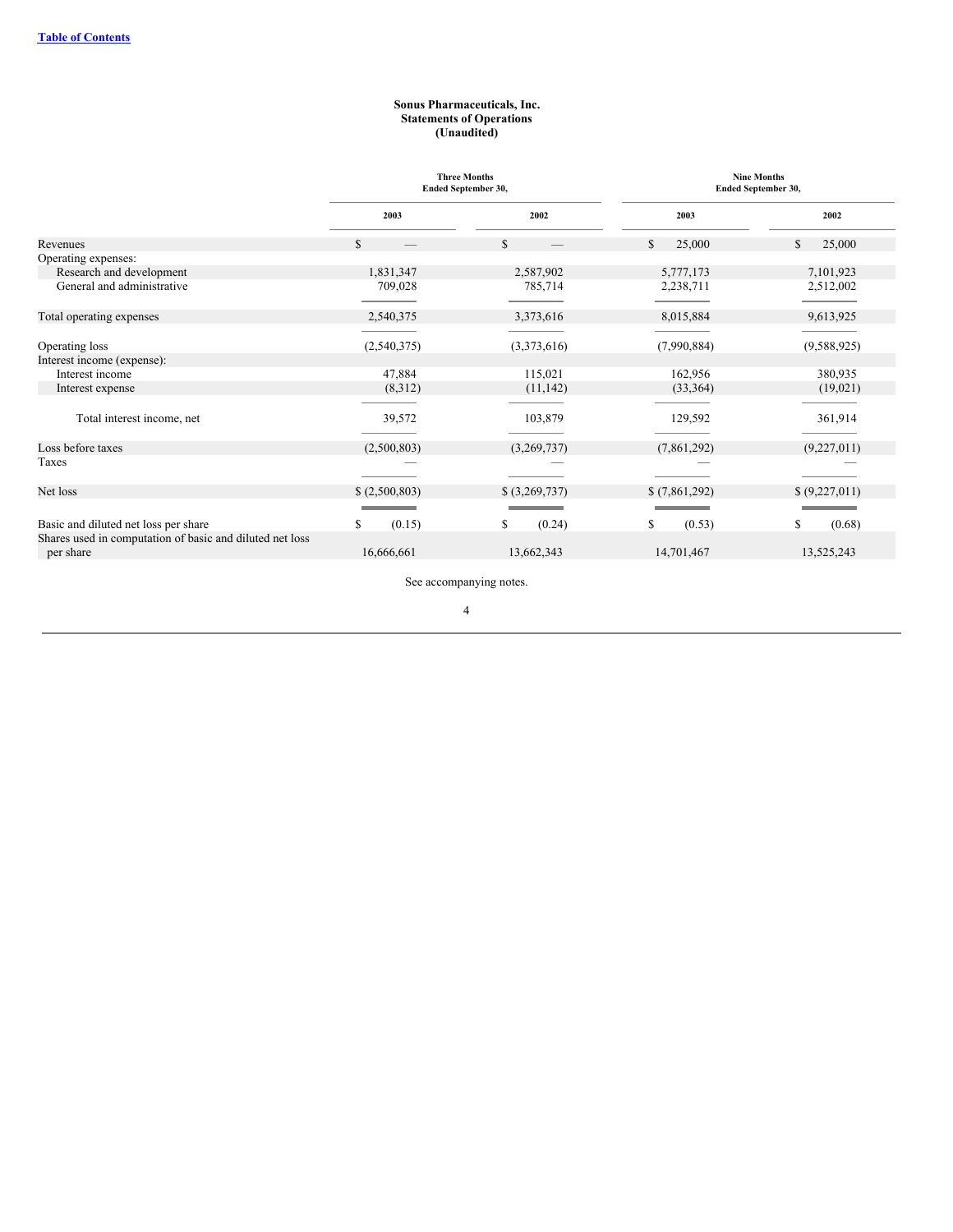**Sonus Pharmaceuticals, Inc.**
**Statements of Operations**
**(Unaudited)**

| | Three Months Ended September 30, | | Nine Months Ended September 30, | |
|---|---|---|---|---|
| | 2003 | 2002 | 2003 | 2002 |
| Revenues | $ — | $ — | $ 25,000 | $ 25,000 |
| Operating expenses: | | | | |
| Research and development | 1,831,347 | 2,587,902 | 5,777,173 | 7,101,923 |
| General and administrative | 709,028 | 785,714 | 2,238,711 | 2,512,002 |
| Total operating expenses | 2,540,375 | 3,373,616 | 8,015,884 | 9,613,925 |
| Operating loss | (2,540,375) | (3,373,616) | (7,990,884) | (9,588,925) |
| Interest income (expense): | | | | |
| Interest income | 47,884 | 115,021 | 162,956 | 380,935 |
| Interest expense | (8,312) | (11,142) | (33,364) | (19,021) |
| Total interest income, net | 39,572 | 103,879 | 129,592 | 361,914 |
| Loss before taxes | (2,500,803) | (3,269,737) | (7,861,292) | (9,227,011) |
| Taxes | — | — | — | — |
| Net loss | $ (2,500,803) | $ (3,269,737) | $ (7,861,292) | $ (9,227,011) |
| Basic and diluted net loss per share | $ (0.15) | $ (0.24) | $ (0.53) | $ (0.68) |
| Shares used in computation of basic and diluted net loss per share | 16,666,661 | 13,662,343 | 14,701,467 | 13,525,243 |

See accompanying notes.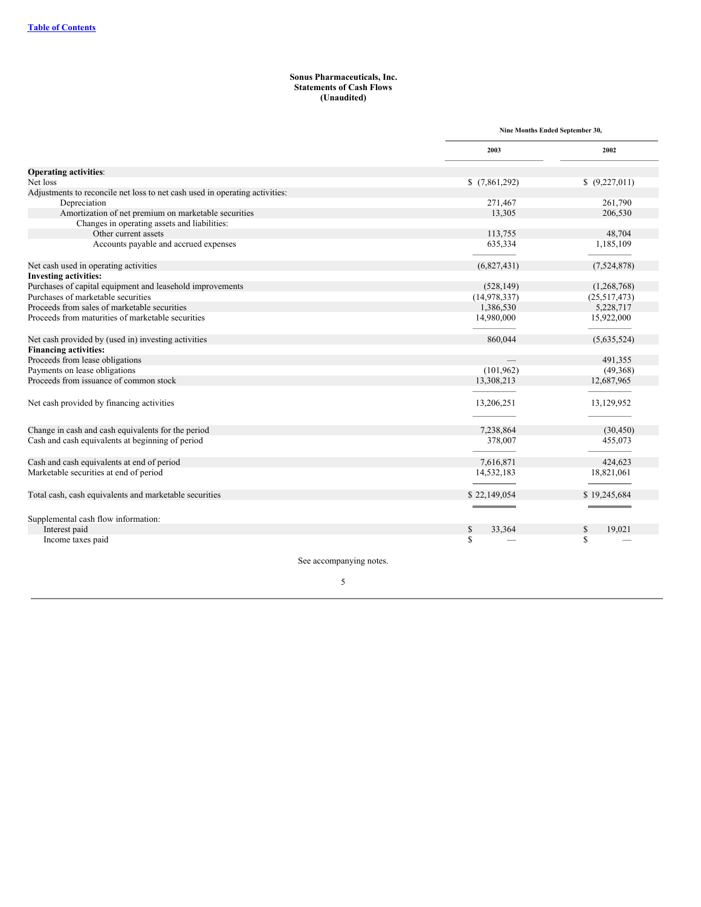Table of Contents

**Sonus Pharmaceuticals, Inc.**
**Statements of Cash Flows**
**(Unaudited)**

| | Nine Months Ended September 30, | |
|---|---|---|
| | 2003 | 2002 |
| **Operating activities**: | | |
| Net loss | $ (7,861,292) | $ (9,227,011) |
| Adjustments to reconcile net loss to net cash used in operating activities: | | |
| Depreciation | 271,467 | 261,790 |
| Amortization of net premium on marketable securities | 13,305 | 206,530 |
| Changes in operating assets and liabilities: | | |
| Other current assets | 113,755 | 48,704 |
| Accounts payable and accrued expenses | 635,334 | 1,185,109 |
| Net cash used in operating activities | (6,827,431) | (7,524,878) |
| **Investing activities:** | | |
| Purchases of capital equipment and leasehold improvements | (528,149) | (1,268,768) |
| Purchases of marketable securities | (14,978,337) | (25,517,473) |
| Proceeds from sales of marketable securities | 1,386,530 | 5,228,717 |
| Proceeds from maturities of marketable securities | 14,980,000 | 15,922,000 |
| Net cash provided by (used in) investing activities | 860,044 | (5,635,524) |
| **Financing activities:** | | |
| Proceeds from lease obligations | — | 491,355 |
| Payments on lease obligations | (101,962) | (49,368) |
| Proceeds from issuance of common stock | 13,308,213 | 12,687,965 |
| Net cash provided by financing activities | 13,206,251 | 13,129,952 |
| Change in cash and cash equivalents for the period | 7,238,864 | (30,450) |
| Cash and cash equivalents at beginning of period | 378,007 | 455,073 |
| Cash and cash equivalents at end of period | 7,616,871 | 424,623 |
| Marketable securities at end of period | 14,532,183 | 18,821,061 |
| Total cash, cash equivalents and marketable securities | $ 22,149,054 | $ 19,245,684 |
| Supplemental cash flow information: | | |
| Interest paid | $ 33,364 | $ 19,021 |
| Income taxes paid | $ — | $ — |

See accompanying notes.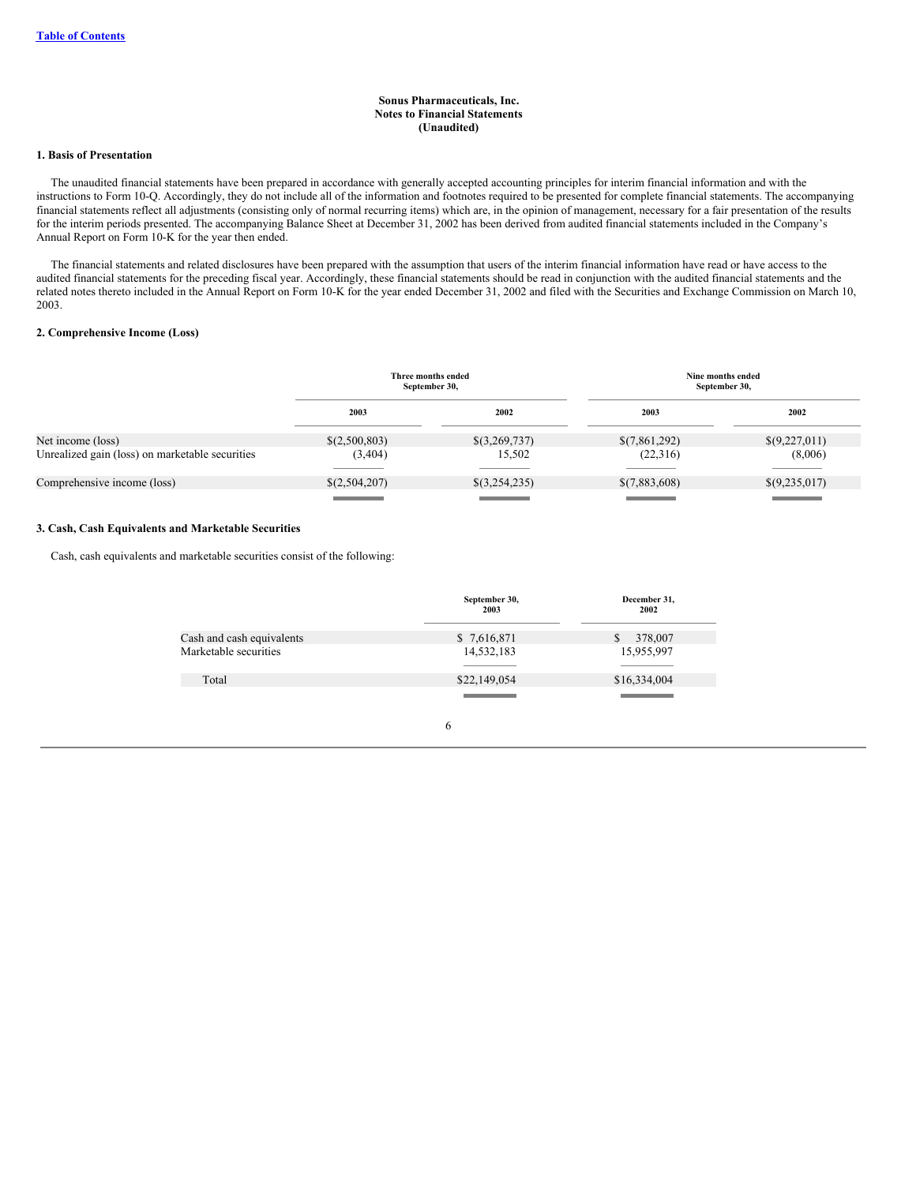[Table of Contents]

**Sonus Pharmaceuticals, Inc.**
**Notes to Financial Statements**
**(Unaudited)**

### 1. Basis of Presentation

The unaudited financial statements have been prepared in accordance with generally accepted accounting principles for interim financial information and with the instructions to Form 10-Q. Accordingly, they do not include all of the information and footnotes required to be presented for complete financial statements. The accompanying financial statements reflect all adjustments (consisting only of normal recurring items) which are, in the opinion of management, necessary for a fair presentation of the results for the interim periods presented. The accompanying Balance Sheet at December 31, 2002 has been derived from audited financial statements included in the Company's Annual Report on Form 10-K for the year then ended.

The financial statements and related disclosures have been prepared with the assumption that users of the interim financial information have read or have access to the audited financial statements for the preceding fiscal year. Accordingly, these financial statements should be read in conjunction with the audited financial statements and the related notes thereto included in the Annual Report on Form 10-K for the year ended December 31, 2002 and filed with the Securities and Exchange Commission on March 10, 2003.

### 2. Comprehensive Income (Loss)

| | Three months ended September 30, | | Nine months ended September 30, | |
|---|---|---|---|---|
| | 2003 | 2002 | 2003 | 2002 |
| Net income (loss) | $(2,500,803) | $(3,269,737) | $(7,861,292) | $(9,227,011) |
| Unrealized gain (loss) on marketable securities | (3,404) | 15,502 | (22,316) | (8,006) |
| Comprehensive income (loss) | $(2,504,207) | $(3,254,235) | $(7,883,608) | $(9,235,017) |

### 3. Cash, Cash Equivalents and Marketable Securities

Cash, cash equivalents and marketable securities consist of the following:

| | September 30, 2003 | December 31, 2002 |
|---|---|---|
| Cash and cash equivalents | $ 7,616,871 | $ 378,007 |
| Marketable securities | 14,532,183 | 15,955,997 |
| Total | $22,149,054 | $16,334,004 |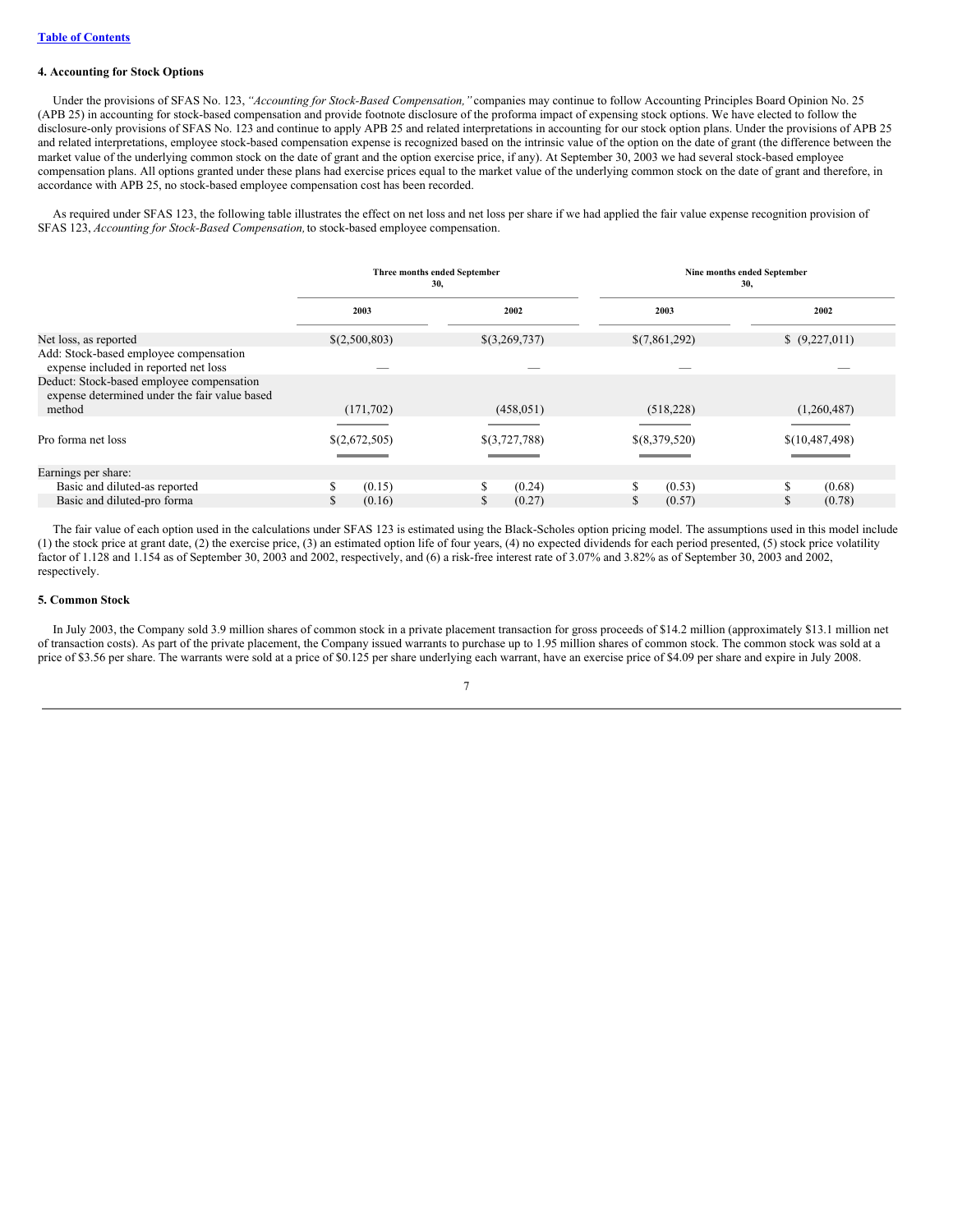[Table of Contents](#)

### 4. Accounting for Stock Options

Under the provisions of SFAS No. 123, *"Accounting for Stock-Based Compensation,"* companies may continue to follow Accounting Principles Board Opinion No. 25 (APB 25) in accounting for stock-based compensation and provide footnote disclosure of the proforma impact of expensing stock options. We have elected to follow the disclosure-only provisions of SFAS No. 123 and continue to apply APB 25 and related interpretations in accounting for our stock option plans. Under the provisions of APB 25 and related interpretations, employee stock-based compensation expense is recognized based on the intrinsic value of the option on the date of grant (the difference between the market value of the underlying common stock on the date of grant and the option exercise price, if any). At September 30, 2003 we had several stock-based employee compensation plans. All options granted under these plans had exercise prices equal to the market value of the underlying common stock on the date of grant and therefore, in accordance with APB 25, no stock-based employee compensation cost has been recorded.

As required under SFAS 123, the following table illustrates the effect on net loss and net loss per share if we had applied the fair value expense recognition provision of SFAS 123, *Accounting for Stock-Based Compensation,* to stock-based employee compensation.

| | Three months ended September 30, | | Nine months ended September 30, | |
|---|---|---|---|---|
| | 2003 | 2002 | 2003 | 2002 |
| Net loss, as reported | $(2,500,803) | $(3,269,737) | $(7,861,292) | $ (9,227,011) |
| Add: Stock-based employee compensation expense included in reported net loss | — | — | — | — |
| Deduct: Stock-based employee compensation expense determined under the fair value based method | (171,702) | (458,051) | (518,228) | (1,260,487) |
| Pro forma net loss | $(2,672,505) | $(3,727,788) | $(8,379,520) | $(10,487,498) |
| Earnings per share: | | | | |
| Basic and diluted-as reported | $ (0.15) | $ (0.24) | $ (0.53) | $ (0.68) |
| Basic and diluted-pro forma | $ (0.16) | $ (0.27) | $ (0.57) | $ (0.78) |

The fair value of each option used in the calculations under SFAS 123 is estimated using the Black-Scholes option pricing model. The assumptions used in this model include (1) the stock price at grant date, (2) the exercise price, (3) an estimated option life of four years, (4) no expected dividends for each period presented, (5) stock price volatility factor of 1.128 and 1.154 as of September 30, 2003 and 2002, respectively, and (6) a risk-free interest rate of 3.07% and 3.82% as of September 30, 2003 and 2002, respectively.

### 5. Common Stock

In July 2003, the Company sold 3.9 million shares of common stock in a private placement transaction for gross proceeds of $14.2 million (approximately $13.1 million net of transaction costs). As part of the private placement, the Company issued warrants to purchase up to 1.95 million shares of common stock. The common stock was sold at a price of $3.56 per share. The warrants were sold at a price of $0.125 per share underlying each warrant, have an exercise price of $4.09 per share and expire in July 2008.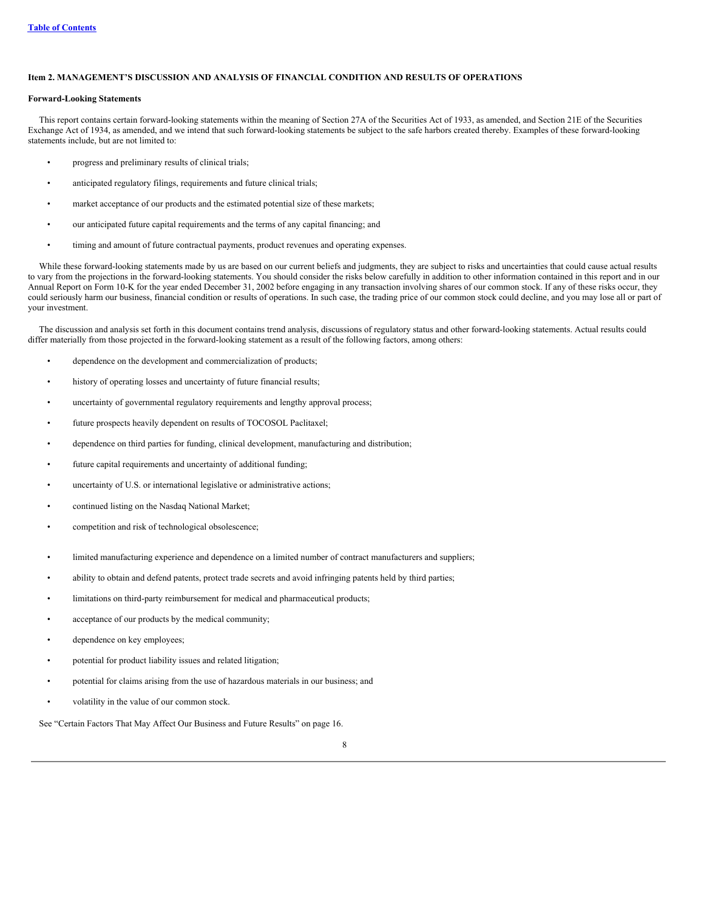**Item 2. MANAGEMENT'S DISCUSSION AND ANALYSIS OF FINANCIAL CONDITION AND RESULTS OF OPERATIONS**

**Forward-Looking Statements**

This report contains certain forward-looking statements within the meaning of Section 27A of the Securities Act of 1933, as amended, and Section 21E of the Securities Exchange Act of 1934, as amended, and we intend that such forward-looking statements be subject to the safe harbors created thereby. Examples of these forward-looking statements include, but are not limited to:

- progress and preliminary results of clinical trials;
- anticipated regulatory filings, requirements and future clinical trials;
- market acceptance of our products and the estimated potential size of these markets;
- our anticipated future capital requirements and the terms of any capital financing; and
- timing and amount of future contractual payments, product revenues and operating expenses.

While these forward-looking statements made by us are based on our current beliefs and judgments, they are subject to risks and uncertainties that could cause actual results to vary from the projections in the forward-looking statements. You should consider the risks below carefully in addition to other information contained in this report and in our Annual Report on Form 10-K for the year ended December 31, 2002 before engaging in any transaction involving shares of our common stock. If any of these risks occur, they could seriously harm our business, financial condition or results of operations. In such case, the trading price of our common stock could decline, and you may lose all or part of your investment.

The discussion and analysis set forth in this document contains trend analysis, discussions of regulatory status and other forward-looking statements. Actual results could differ materially from those projected in the forward-looking statement as a result of the following factors, among others:

- dependence on the development and commercialization of products;
- history of operating losses and uncertainty of future financial results;
- uncertainty of governmental regulatory requirements and lengthy approval process;
- future prospects heavily dependent on results of TOCOSOL Paclitaxel;
- dependence on third parties for funding, clinical development, manufacturing and distribution;
- future capital requirements and uncertainty of additional funding;
- uncertainty of U.S. or international legislative or administrative actions;
- continued listing on the Nasdaq National Market;
- competition and risk of technological obsolescence;
- limited manufacturing experience and dependence on a limited number of contract manufacturers and suppliers;
- ability to obtain and defend patents, protect trade secrets and avoid infringing patents held by third parties;
- limitations on third-party reimbursement for medical and pharmaceutical products;
- acceptance of our products by the medical community;
- dependence on key employees;
- potential for product liability issues and related litigation;
- potential for claims arising from the use of hazardous materials in our business; and
- volatility in the value of our common stock.

See "Certain Factors That May Affect Our Business and Future Results" on page 16.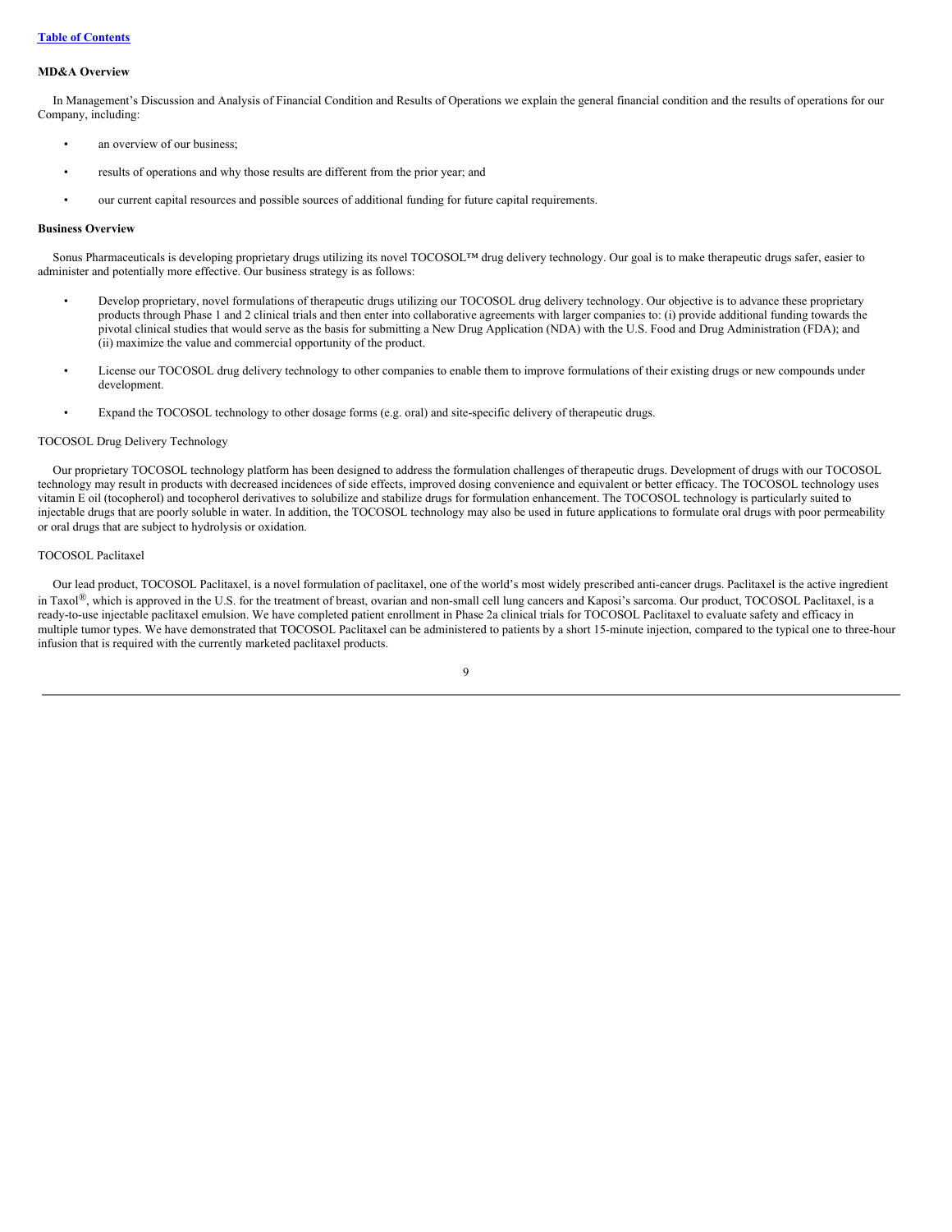**MD&A Overview**

In Management's Discussion and Analysis of Financial Condition and Results of Operations we explain the general financial condition and the results of operations for our Company, including:

- an overview of our business;
- results of operations and why those results are different from the prior year; and
- our current capital resources and possible sources of additional funding for future capital requirements.

**Business Overview**

Sonus Pharmaceuticals is developing proprietary drugs utilizing its novel TOCOSOL™ drug delivery technology. Our goal is to make therapeutic drugs safer, easier to administer and potentially more effective. Our business strategy is as follows:

- Develop proprietary, novel formulations of therapeutic drugs utilizing our TOCOSOL drug delivery technology. Our objective is to advance these proprietary products through Phase 1 and 2 clinical trials and then enter into collaborative agreements with larger companies to: (i) provide additional funding towards the pivotal clinical studies that would serve as the basis for submitting a New Drug Application (NDA) with the U.S. Food and Drug Administration (FDA); and (ii) maximize the value and commercial opportunity of the product.
- License our TOCOSOL drug delivery technology to other companies to enable them to improve formulations of their existing drugs or new compounds under development.
- Expand the TOCOSOL technology to other dosage forms (e.g. oral) and site-specific delivery of therapeutic drugs.

TOCOSOL Drug Delivery Technology

Our proprietary TOCOSOL technology platform has been designed to address the formulation challenges of therapeutic drugs. Development of drugs with our TOCOSOL technology may result in products with decreased incidences of side effects, improved dosing convenience and equivalent or better efficacy. The TOCOSOL technology uses vitamin E oil (tocopherol) and tocopherol derivatives to solubilize and stabilize drugs for formulation enhancement. The TOCOSOL technology is particularly suited to injectable drugs that are poorly soluble in water. In addition, the TOCOSOL technology may also be used in future applications to formulate oral drugs with poor permeability or oral drugs that are subject to hydrolysis or oxidation.

TOCOSOL Paclitaxel

Our lead product, TOCOSOL Paclitaxel, is a novel formulation of paclitaxel, one of the world's most widely prescribed anti-cancer drugs. Paclitaxel is the active ingredient in Taxol®, which is approved in the U.S. for the treatment of breast, ovarian and non-small cell lung cancers and Kaposi's sarcoma. Our product, TOCOSOL Paclitaxel, is a ready-to-use injectable paclitaxel emulsion. We have completed patient enrollment in Phase 2a clinical trials for TOCOSOL Paclitaxel to evaluate safety and efficacy in multiple tumor types. We have demonstrated that TOCOSOL Paclitaxel can be administered to patients by a short 15-minute injection, compared to the typical one to three-hour infusion that is required with the currently marketed paclitaxel products.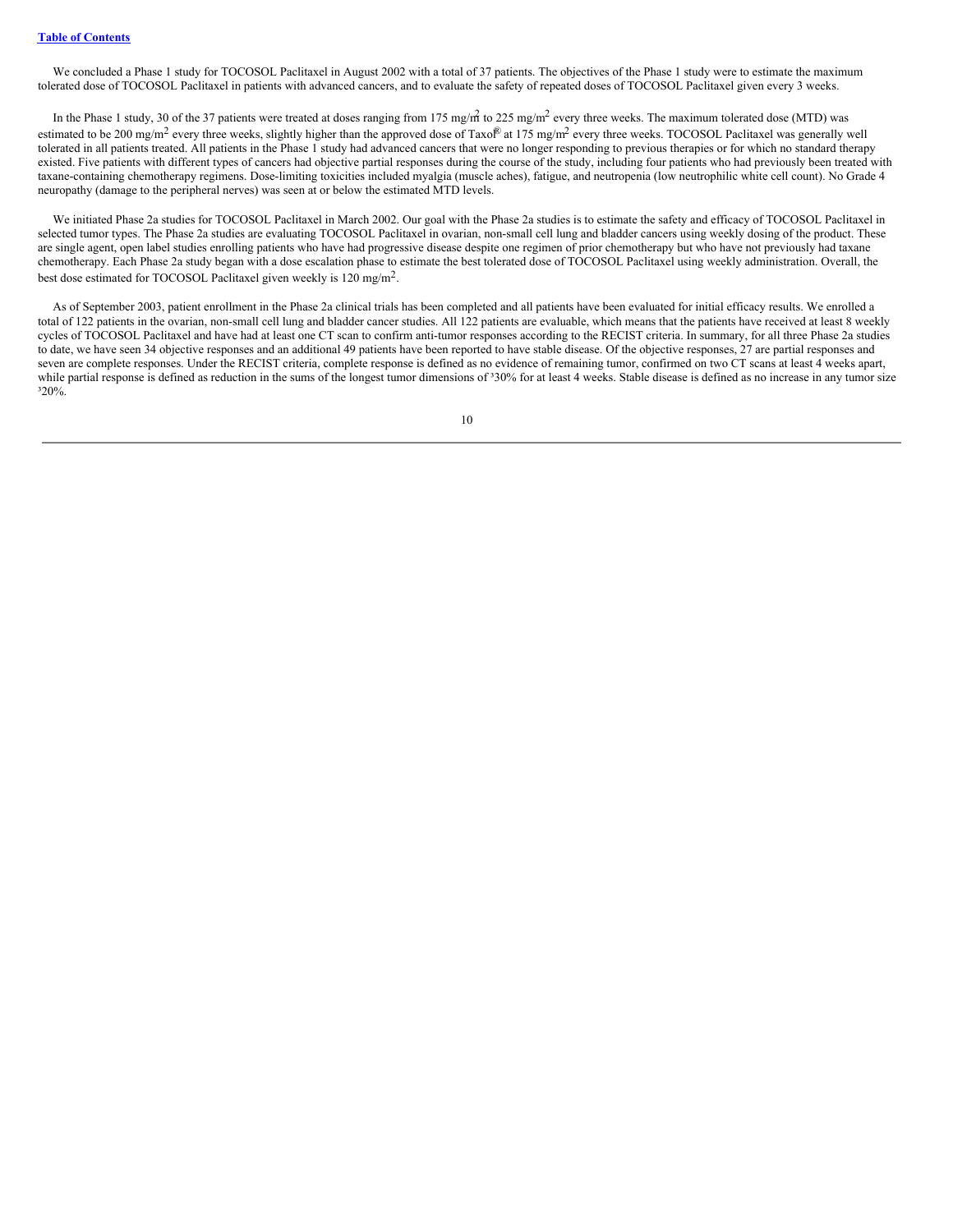[Table of Contents](#)

We concluded a Phase 1 study for TOCOSOL Paclitaxel in August 2002 with a total of 37 patients. The objectives of the Phase 1 study were to estimate the maximum tolerated dose of TOCOSOL Paclitaxel in patients with advanced cancers, and to evaluate the safety of repeated doses of TOCOSOL Paclitaxel given every 3 weeks.

In the Phase 1 study, 30 of the 37 patients were treated at doses ranging from 175 mg/m$^2$ to 225 mg/m$^2$ every three weeks. The maximum tolerated dose (MTD) was estimated to be 200 mg/m$^2$ every three weeks, slightly higher than the approved dose of Taxol® at 175 mg/m$^2$ every three weeks. TOCOSOL Paclitaxel was generally well tolerated in all patients treated. All patients in the Phase 1 study had advanced cancers that were no longer responding to previous therapies or for which no standard therapy existed. Five patients with different types of cancers had objective partial responses during the course of the study, including four patients who had previously been treated with taxane-containing chemotherapy regimens. Dose-limiting toxicities included myalgia (muscle aches), fatigue, and neutropenia (low neutrophilic white cell count). No Grade 4 neuropathy (damage to the peripheral nerves) was seen at or below the estimated MTD levels.

We initiated Phase 2a studies for TOCOSOL Paclitaxel in March 2002. Our goal with the Phase 2a studies is to estimate the safety and efficacy of TOCOSOL Paclitaxel in selected tumor types. The Phase 2a studies are evaluating TOCOSOL Paclitaxel in ovarian, non-small cell lung and bladder cancers using weekly dosing of the product. These are single agent, open label studies enrolling patients who have had progressive disease despite one regimen of prior chemotherapy but who have not previously had taxane chemotherapy. Each Phase 2a study began with a dose escalation phase to estimate the best tolerated dose of TOCOSOL Paclitaxel using weekly administration. Overall, the best dose estimated for TOCOSOL Paclitaxel given weekly is 120 mg/m$^2$.

As of September 2003, patient enrollment in the Phase 2a clinical trials has been completed and all patients have been evaluated for initial efficacy results. We enrolled a total of 122 patients in the ovarian, non-small cell lung and bladder cancer studies. All 122 patients are evaluable, which means that the patients have received at least 8 weekly cycles of TOCOSOL Paclitaxel and have had at least one CT scan to confirm anti-tumor responses according to the RECIST criteria. In summary, for all three Phase 2a studies to date, we have seen 34 objective responses and an additional 49 patients have been reported to have stable disease. Of the objective responses, 27 are partial responses and seven are complete responses. Under the RECIST criteria, complete response is defined as no evidence of remaining tumor, confirmed on two CT scans at least 4 weeks apart, while partial response is defined as reduction in the sums of the longest tumor dimensions of ≥30% for at least 4 weeks. Stable disease is defined as no increase in any tumor size ≥20%.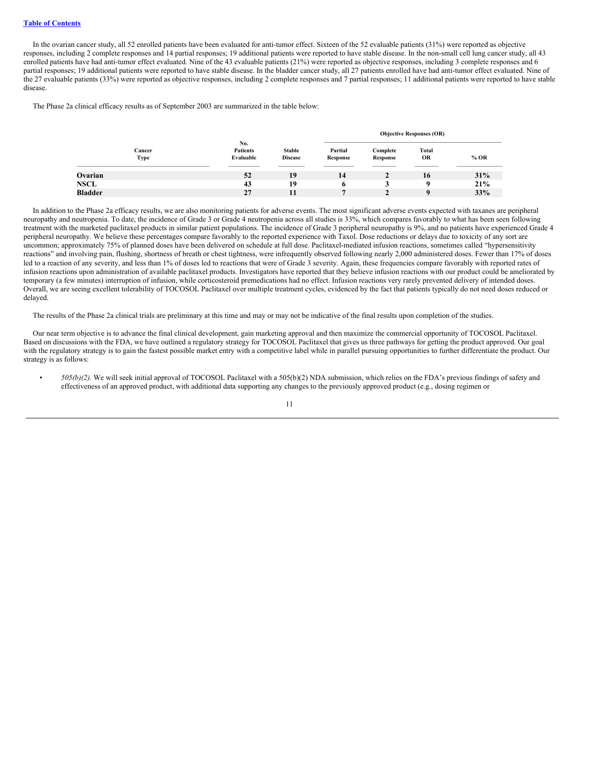In the ovarian cancer study, all 52 enrolled patients have been evaluated for anti-tumor effect. Sixteen of the 52 evaluable patients (31%) were reported as objective responses, including 2 complete responses and 14 partial responses; 19 additional patients were reported to have stable disease. In the non-small cell lung cancer study, all 43 enrolled patients have had anti-tumor effect evaluated. Nine of the 43 evaluable patients (21%) were reported as objective responses, including 3 complete responses and 6 partial responses; 19 additional patients were reported to have stable disease. In the bladder cancer study, all 27 patients enrolled have had anti-tumor effect evaluated. Nine of the 27 evaluable patients (33%) were reported as objective responses, including 2 complete responses and 7 partial responses; 11 additional patients were reported to have stable disease.

The Phase 2a clinical efficacy results as of September 2003 are summarized in the table below:

| | | | Objective Responses (OR) | | | |
|---|---|---|---|---|---|---|
| Cancer Type | No. Patients Evaluable | Stable Disease | Partial Response | Complete Response | Total OR | % OR |
| **Ovarian** | **52** | **19** | **14** | **2** | **16** | **31%** |
| **NSCL** | **43** | **19** | **6** | **3** | **9** | **21%** |
| **Bladder** | **27** | **11** | **7** | **2** | **9** | **33%** |

In addition to the Phase 2a efficacy results, we are also monitoring patients for adverse events. The most significant adverse events expected with taxanes are peripheral neuropathy and neutropenia. To date, the incidence of Grade 3 or Grade 4 neutropenia across all studies is 33%, which compares favorably to what has been seen following treatment with the marketed paclitaxel products in similar patient populations. The incidence of Grade 3 peripheral neuropathy is 9%, and no patients have experienced Grade 4 peripheral neuropathy. We believe these percentages compare favorably to the reported experience with Taxol. Dose reductions or delays due to toxicity of any sort are uncommon; approximately 75% of planned doses have been delivered on schedule at full dose. Paclitaxel-mediated infusion reactions, sometimes called "hypersensitivity reactions" and involving pain, flushing, shortness of breath or chest tightness, were infrequently observed following nearly 2,000 administered doses. Fewer than 17% of doses led to a reaction of any severity, and less than 1% of doses led to reactions that were of Grade 3 severity. Again, these frequencies compare favorably with reported rates of infusion reactions upon administration of available paclitaxel products. Investigators have reported that they believe infusion reactions with our product could be ameliorated by temporary (a few minutes) interruption of infusion, while corticosteroid premedications had no effect. Infusion reactions very rarely prevented delivery of intended doses. Overall, we are seeing excellent tolerability of TOCOSOL Paclitaxel over multiple treatment cycles, evidenced by the fact that patients typically do not need doses reduced or delayed.

The results of the Phase 2a clinical trials are preliminary at this time and may or may not be indicative of the final results upon completion of the studies.

Our near term objective is to advance the final clinical development, gain marketing approval and then maximize the commercial opportunity of TOCOSOL Paclitaxel. Based on discussions with the FDA, we have outlined a regulatory strategy for TOCOSOL Paclitaxel that gives us three pathways for getting the product approved. Our goal with the regulatory strategy is to gain the fastest possible market entry with a competitive label while in parallel pursuing opportunities to further differentiate the product. Our strategy is as follows:

- *505(b)(2).* We will seek initial approval of TOCOSOL Paclitaxel with a 505(b)(2) NDA submission, which relies on the FDA's previous findings of safety and effectiveness of an approved product, with additional data supporting any changes to the previously approved product (e.g., dosing regimen or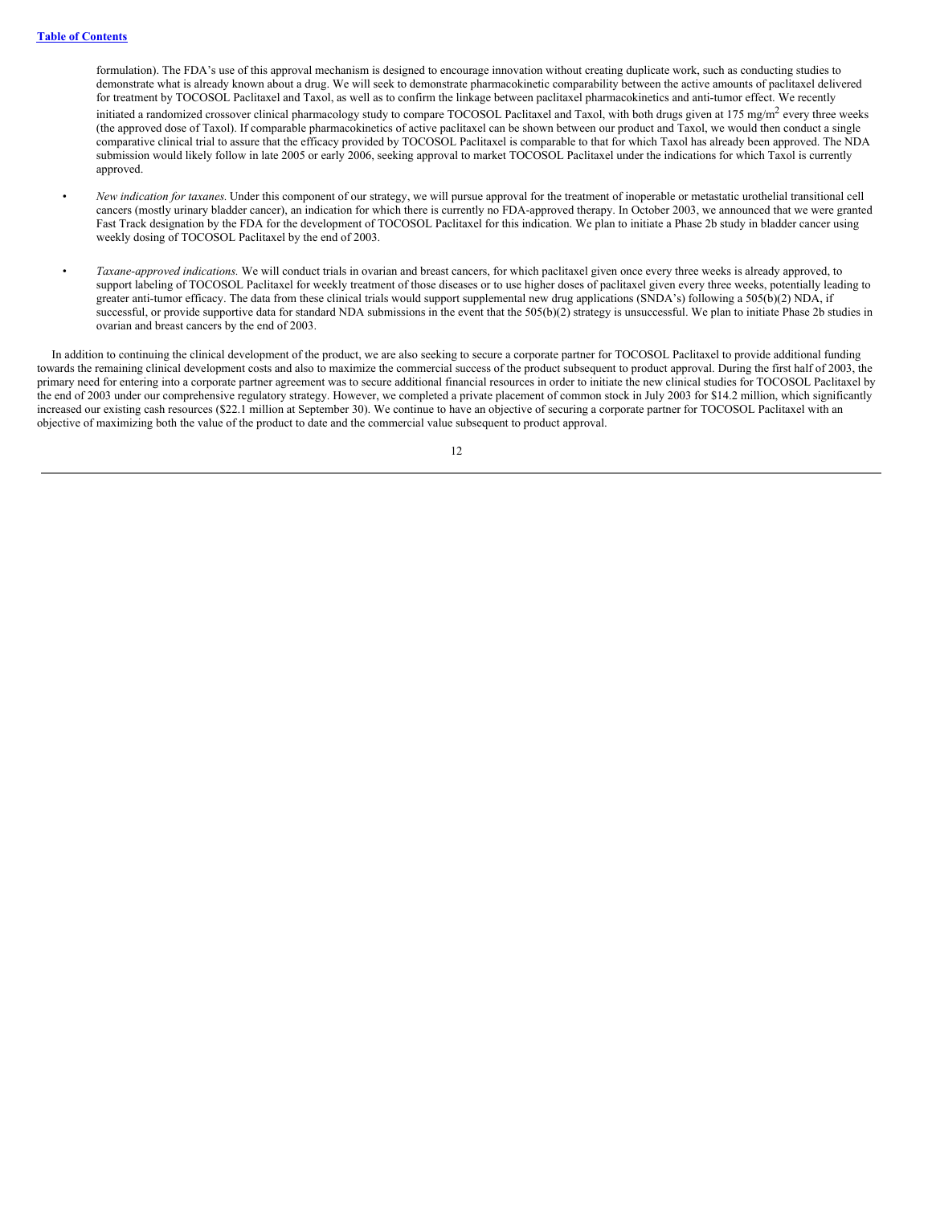formulation). The FDA's use of this approval mechanism is designed to encourage innovation without creating duplicate work, such as conducting studies to demonstrate what is already known about a drug. We will seek to demonstrate pharmacokinetic comparability between the active amounts of paclitaxel delivered for treatment by TOCOSOL Paclitaxel and Taxol, as well as to confirm the linkage between paclitaxel pharmacokinetics and anti-tumor effect. We recently initiated a randomized crossover clinical pharmacology study to compare TOCOSOL Paclitaxel and Taxol, with both drugs given at 175 $mg/m^2$ every three weeks (the approved dose of Taxol). If comparable pharmacokinetics of active paclitaxel can be shown between our product and Taxol, we would then conduct a single comparative clinical trial to assure that the efficacy provided by TOCOSOL Paclitaxel is comparable to that for which Taxol has already been approved. The NDA submission would likely follow in late 2005 or early 2006, seeking approval to market TOCOSOL Paclitaxel under the indications for which Taxol is currently approved.

- *New indication for taxanes.* Under this component of our strategy, we will pursue approval for the treatment of inoperable or metastatic urothelial transitional cell cancers (mostly urinary bladder cancer), an indication for which there is currently no FDA-approved therapy. In October 2003, we announced that we were granted Fast Track designation by the FDA for the development of TOCOSOL Paclitaxel for this indication. We plan to initiate a Phase 2b study in bladder cancer using weekly dosing of TOCOSOL Paclitaxel by the end of 2003.

- *Taxane-approved indications.* We will conduct trials in ovarian and breast cancers, for which paclitaxel given once every three weeks is already approved, to support labeling of TOCOSOL Paclitaxel for weekly treatment of those diseases or to use higher doses of paclitaxel given every three weeks, potentially leading to greater anti-tumor efficacy. The data from these clinical trials would support supplemental new drug applications (SNDA's) following a 505(b)(2) NDA, if successful, or provide supportive data for standard NDA submissions in the event that the 505(b)(2) strategy is unsuccessful. We plan to initiate Phase 2b studies in ovarian and breast cancers by the end of 2003.

In addition to continuing the clinical development of the product, we are also seeking to secure a corporate partner for TOCOSOL Paclitaxel to provide additional funding towards the remaining clinical development costs and also to maximize the commercial success of the product subsequent to product approval. During the first half of 2003, the primary need for entering into a corporate partner agreement was to secure additional financial resources in order to initiate the new clinical studies for TOCOSOL Paclitaxel by the end of 2003 under our comprehensive regulatory strategy. However, we completed a private placement of common stock in July 2003 for $14.2 million, which significantly increased our existing cash resources ($22.1 million at September 30). We continue to have an objective of securing a corporate partner for TOCOSOL Paclitaxel with an objective of maximizing both the value of the product to date and the commercial value subsequent to product approval.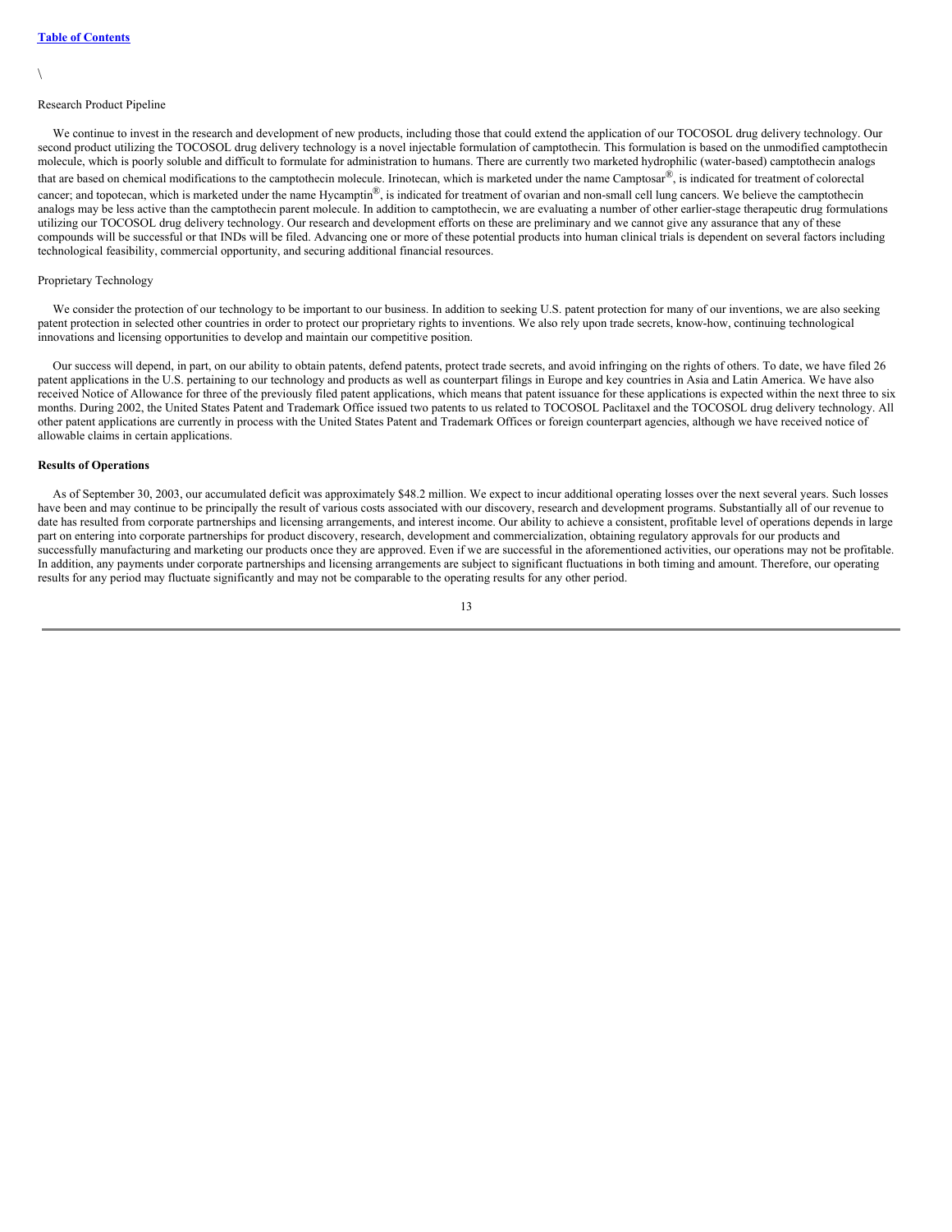\

Research Product Pipeline

We continue to invest in the research and development of new products, including those that could extend the application of our TOCOSOL drug delivery technology. Our second product utilizing the TOCOSOL drug delivery technology is a novel injectable formulation of camptothecin. This formulation is based on the unmodified camptothecin molecule, which is poorly soluble and difficult to formulate for administration to humans. There are currently two marketed hydrophilic (water-based) camptothecin analogs that are based on chemical modifications to the camptothecin molecule. Irinotecan, which is marketed under the name Camptosar®, is indicated for treatment of colorectal cancer; and topotecan, which is marketed under the name Hycamptin®, is indicated for treatment of ovarian and non-small cell lung cancers. We believe the camptothecin analogs may be less active than the camptothecin parent molecule. In addition to camptothecin, we are evaluating a number of other earlier-stage therapeutic drug formulations utilizing our TOCOSOL drug delivery technology. Our research and development efforts on these are preliminary and we cannot give any assurance that any of these compounds will be successful or that INDs will be filed. Advancing one or more of these potential products into human clinical trials is dependent on several factors including technological feasibility, commercial opportunity, and securing additional financial resources.

Proprietary Technology

We consider the protection of our technology to be important to our business. In addition to seeking U.S. patent protection for many of our inventions, we are also seeking patent protection in selected other countries in order to protect our proprietary rights to inventions. We also rely upon trade secrets, know-how, continuing technological innovations and licensing opportunities to develop and maintain our competitive position.

Our success will depend, in part, on our ability to obtain patents, defend patents, protect trade secrets, and avoid infringing on the rights of others. To date, we have filed 26 patent applications in the U.S. pertaining to our technology and products as well as counterpart filings in Europe and key countries in Asia and Latin America. We have also received Notice of Allowance for three of the previously filed patent applications, which means that patent issuance for these applications is expected within the next three to six months. During 2002, the United States Patent and Trademark Office issued two patents to us related to TOCOSOL Paclitaxel and the TOCOSOL drug delivery technology. All other patent applications are currently in process with the United States Patent and Trademark Offices or foreign counterpart agencies, although we have received notice of allowable claims in certain applications.

**Results of Operations**

As of September 30, 2003, our accumulated deficit was approximately $48.2 million. We expect to incur additional operating losses over the next several years. Such losses have been and may continue to be principally the result of various costs associated with our discovery, research and development programs. Substantially all of our revenue to date has resulted from corporate partnerships and licensing arrangements, and interest income. Our ability to achieve a consistent, profitable level of operations depends in large part on entering into corporate partnerships for product discovery, research, development and commercialization, obtaining regulatory approvals for our products and successfully manufacturing and marketing our products once they are approved. Even if we are successful in the aforementioned activities, our operations may not be profitable. In addition, any payments under corporate partnerships and licensing arrangements are subject to significant fluctuations in both timing and amount. Therefore, our operating results for any period may fluctuate significantly and may not be comparable to the operating results for any other period.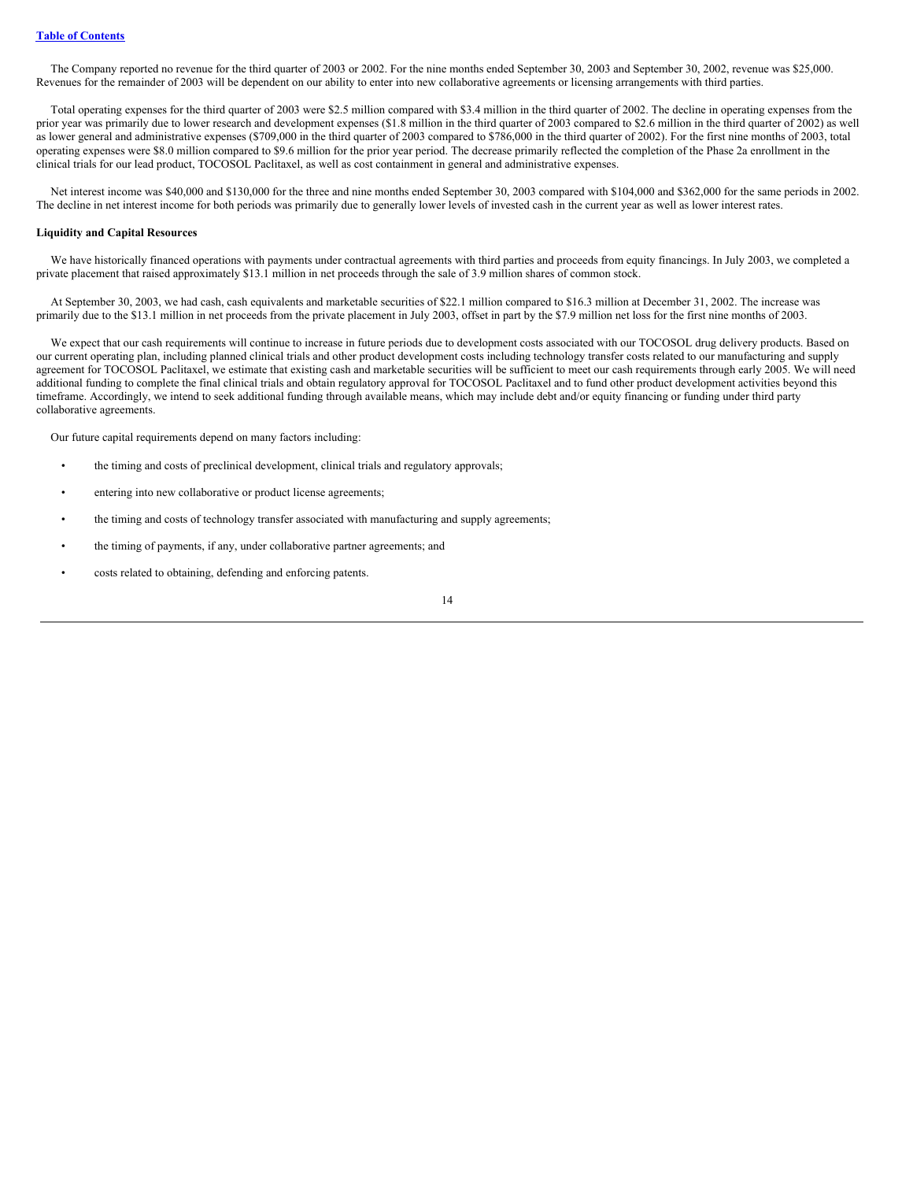The Company reported no revenue for the third quarter of 2003 or 2002. For the nine months ended September 30, 2003 and September 30, 2002, revenue was $25,000. Revenues for the remainder of 2003 will be dependent on our ability to enter into new collaborative agreements or licensing arrangements with third parties.

Total operating expenses for the third quarter of 2003 were $2.5 million compared with $3.4 million in the third quarter of 2002. The decline in operating expenses from the prior year was primarily due to lower research and development expenses ($1.8 million in the third quarter of 2003 compared to $2.6 million in the third quarter of 2002) as well as lower general and administrative expenses ($709,000 in the third quarter of 2003 compared to $786,000 in the third quarter of 2002). For the first nine months of 2003, total operating expenses were $8.0 million compared to $9.6 million for the prior year period. The decrease primarily reflected the completion of the Phase 2a enrollment in the clinical trials for our lead product, TOCOSOL Paclitaxel, as well as cost containment in general and administrative expenses.

Net interest income was $40,000 and $130,000 for the three and nine months ended September 30, 2003 compared with $104,000 and $362,000 for the same periods in 2002. The decline in net interest income for both periods was primarily due to generally lower levels of invested cash in the current year as well as lower interest rates.

**Liquidity and Capital Resources**

We have historically financed operations with payments under contractual agreements with third parties and proceeds from equity financings. In July 2003, we completed a private placement that raised approximately $13.1 million in net proceeds through the sale of 3.9 million shares of common stock.

At September 30, 2003, we had cash, cash equivalents and marketable securities of $22.1 million compared to $16.3 million at December 31, 2002. The increase was primarily due to the $13.1 million in net proceeds from the private placement in July 2003, offset in part by the $7.9 million net loss for the first nine months of 2003.

We expect that our cash requirements will continue to increase in future periods due to development costs associated with our TOCOSOL drug delivery products. Based on our current operating plan, including planned clinical trials and other product development costs including technology transfer costs related to our manufacturing and supply agreement for TOCOSOL Paclitaxel, we estimate that existing cash and marketable securities will be sufficient to meet our cash requirements through early 2005. We will need additional funding to complete the final clinical trials and obtain regulatory approval for TOCOSOL Paclitaxel and to fund other product development activities beyond this timeframe. Accordingly, we intend to seek additional funding through available means, which may include debt and/or equity financing or funding under third party collaborative agreements.

Our future capital requirements depend on many factors including:

- the timing and costs of preclinical development, clinical trials and regulatory approvals;
- entering into new collaborative or product license agreements;
- the timing and costs of technology transfer associated with manufacturing and supply agreements;
- the timing of payments, if any, under collaborative partner agreements; and
- costs related to obtaining, defending and enforcing patents.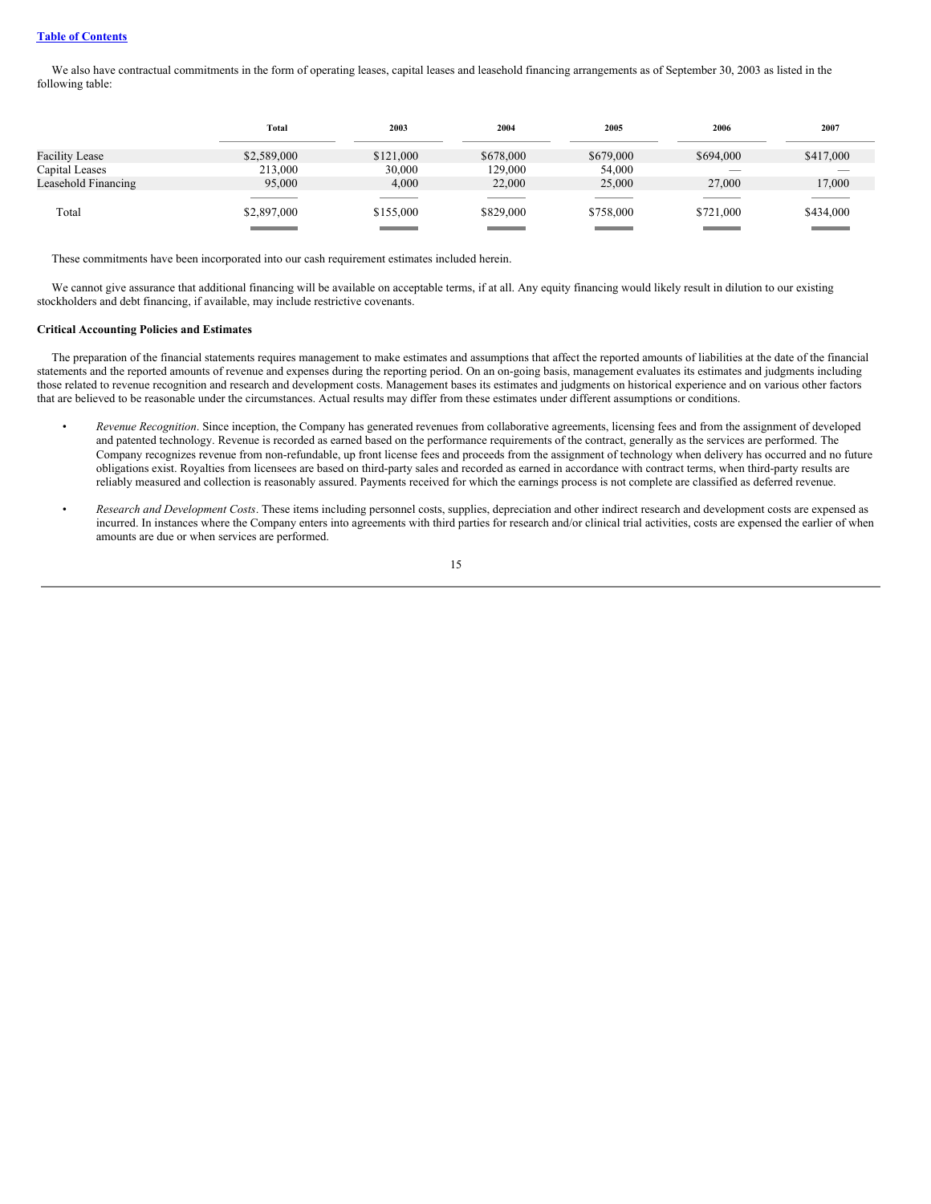We also have contractual commitments in the form of operating leases, capital leases and leasehold financing arrangements as of September 30, 2003 as listed in the following table:

| | Total | 2003 | 2004 | 2005 | 2006 | 2007 |
|---|---|---|---|---|---|---|
| Facility Lease | $2,589,000 | $121,000 | $678,000 | $679,000 | $694,000 | $417,000 |
| Capital Leases | 213,000 | 30,000 | 129,000 | 54,000 | — | — |
| Leasehold Financing | 95,000 | 4,000 | 22,000 | 25,000 | 27,000 | 17,000 |
| Total | $2,897,000 | $155,000 | $829,000 | $758,000 | $721,000 | $434,000 |

These commitments have been incorporated into our cash requirement estimates included herein.

We cannot give assurance that additional financing will be available on acceptable terms, if at all. Any equity financing would likely result in dilution to our existing stockholders and debt financing, if available, may include restrictive covenants.

**Critical Accounting Policies and Estimates**

The preparation of the financial statements requires management to make estimates and assumptions that affect the reported amounts of liabilities at the date of the financial statements and the reported amounts of revenue and expenses during the reporting period. On an on-going basis, management evaluates its estimates and judgments including those related to revenue recognition and research and development costs. Management bases its estimates and judgments on historical experience and on various other factors that are believed to be reasonable under the circumstances. Actual results may differ from these estimates under different assumptions or conditions.

- *Revenue Recognition*. Since inception, the Company has generated revenues from collaborative agreements, licensing fees and from the assignment of developed and patented technology. Revenue is recorded as earned based on the performance requirements of the contract, generally as the services are performed. The Company recognizes revenue from non-refundable, up front license fees and proceeds from the assignment of technology when delivery has occurred and no future obligations exist. Royalties from licensees are based on third-party sales and recorded as earned in accordance with contract terms, when third-party results are reliably measured and collection is reasonably assured. Payments received for which the earnings process is not complete are classified as deferred revenue.

- *Research and Development Costs*. These items including personnel costs, supplies, depreciation and other indirect research and development costs are expensed as incurred. In instances where the Company enters into agreements with third parties for research and/or clinical trial activities, costs are expensed the earlier of when amounts are due or when services are performed.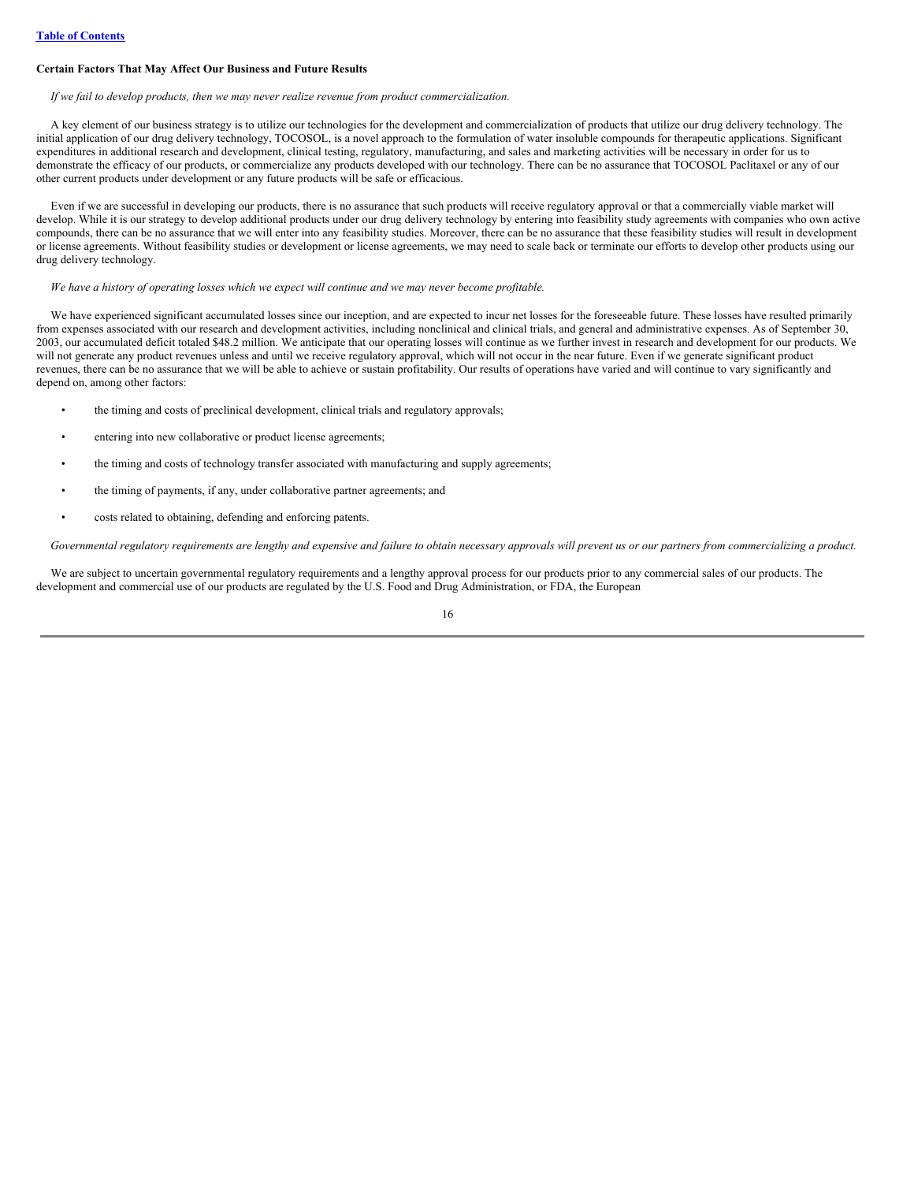### Certain Factors That May Affect Our Business and Future Results

*If we fail to develop products, then we may never realize revenue from product commercialization.*

A key element of our business strategy is to utilize our technologies for the development and commercialization of products that utilize our drug delivery technology. The initial application of our drug delivery technology, TOCOSOL, is a novel approach to the formulation of water insoluble compounds for therapeutic applications. Significant expenditures in additional research and development, clinical testing, regulatory, manufacturing, and sales and marketing activities will be necessary in order for us to demonstrate the efficacy of our products, or commercialize any products developed with our technology. There can be no assurance that TOCOSOL Paclitaxel or any of our other current products under development or any future products will be safe or efficacious.

Even if we are successful in developing our products, there is no assurance that such products will receive regulatory approval or that a commercially viable market will develop. While it is our strategy to develop additional products under our drug delivery technology by entering into feasibility study agreements with companies who own active compounds, there can be no assurance that we will enter into any feasibility studies. Moreover, there can be no assurance that these feasibility studies will result in development or license agreements. Without feasibility studies or development or license agreements, we may need to scale back or terminate our efforts to develop other products using our drug delivery technology.

*We have a history of operating losses which we expect will continue and we may never become profitable.*

We have experienced significant accumulated losses since our inception, and are expected to incur net losses for the foreseeable future. These losses have resulted primarily from expenses associated with our research and development activities, including nonclinical and clinical trials, and general and administrative expenses. As of September 30, 2003, our accumulated deficit totaled $48.2 million. We anticipate that our operating losses will continue as we further invest in research and development for our products. We will not generate any product revenues unless and until we receive regulatory approval, which will not occur in the near future. Even if we generate significant product revenues, there can be no assurance that we will be able to achieve or sustain profitability. Our results of operations have varied and will continue to vary significantly and depend on, among other factors:

- the timing and costs of preclinical development, clinical trials and regulatory approvals;
- entering into new collaborative or product license agreements;
- the timing and costs of technology transfer associated with manufacturing and supply agreements;
- the timing of payments, if any, under collaborative partner agreements; and
- costs related to obtaining, defending and enforcing patents.

*Governmental regulatory requirements are lengthy and expensive and failure to obtain necessary approvals will prevent us or our partners from commercializing a product.*

We are subject to uncertain governmental regulatory requirements and a lengthy approval process for our products prior to any commercial sales of our products. The development and commercial use of our products are regulated by the U.S. Food and Drug Administration, or FDA, the European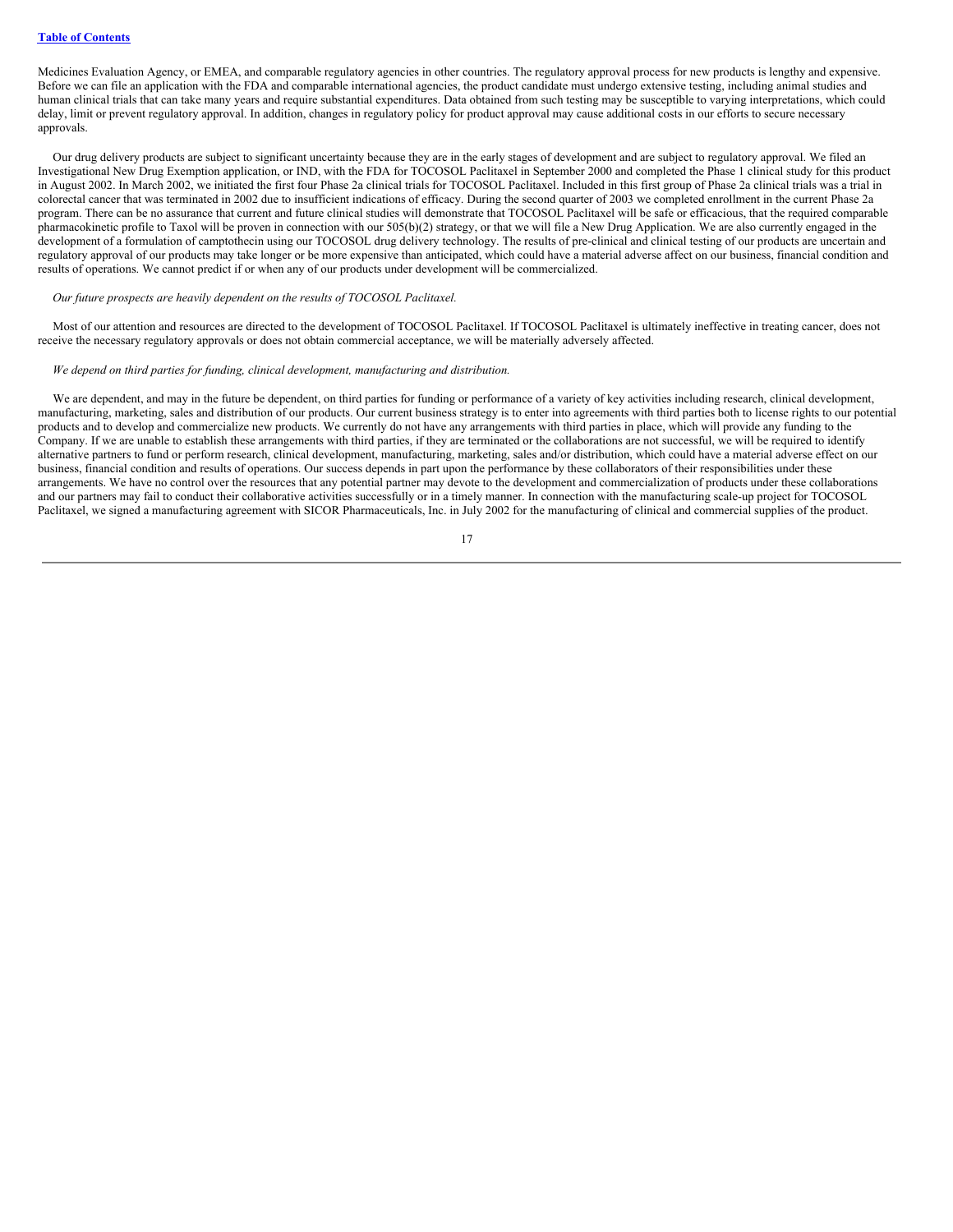Medicines Evaluation Agency, or EMEA, and comparable regulatory agencies in other countries. The regulatory approval process for new products is lengthy and expensive. Before we can file an application with the FDA and comparable international agencies, the product candidate must undergo extensive testing, including animal studies and human clinical trials that can take many years and require substantial expenditures. Data obtained from such testing may be susceptible to varying interpretations, which could delay, limit or prevent regulatory approval. In addition, changes in regulatory policy for product approval may cause additional costs in our efforts to secure necessary approvals.

Our drug delivery products are subject to significant uncertainty because they are in the early stages of development and are subject to regulatory approval. We filed an Investigational New Drug Exemption application, or IND, with the FDA for TOCOSOL Paclitaxel in September 2000 and completed the Phase 1 clinical study for this product in August 2002. In March 2002, we initiated the first four Phase 2a clinical trials for TOCOSOL Paclitaxel. Included in this first group of Phase 2a clinical trials was a trial in colorectal cancer that was terminated in 2002 due to insufficient indications of efficacy. During the second quarter of 2003 we completed enrollment in the current Phase 2a program. There can be no assurance that current and future clinical studies will demonstrate that TOCOSOL Paclitaxel will be safe or efficacious, that the required comparable pharmacokinetic profile to Taxol will be proven in connection with our 505(b)(2) strategy, or that we will file a New Drug Application. We are also currently engaged in the development of a formulation of camptothecin using our TOCOSOL drug delivery technology. The results of pre-clinical and clinical testing of our products are uncertain and regulatory approval of our products may take longer or be more expensive than anticipated, which could have a material adverse affect on our business, financial condition and results of operations. We cannot predict if or when any of our products under development will be commercialized.

*Our future prospects are heavily dependent on the results of TOCOSOL Paclitaxel.*

Most of our attention and resources are directed to the development of TOCOSOL Paclitaxel. If TOCOSOL Paclitaxel is ultimately ineffective in treating cancer, does not receive the necessary regulatory approvals or does not obtain commercial acceptance, we will be materially adversely affected.

*We depend on third parties for funding, clinical development, manufacturing and distribution.*

We are dependent, and may in the future be dependent, on third parties for funding or performance of a variety of key activities including research, clinical development, manufacturing, marketing, sales and distribution of our products. Our current business strategy is to enter into agreements with third parties both to license rights to our potential products and to develop and commercialize new products. We currently do not have any arrangements with third parties in place, which will provide any funding to the Company. If we are unable to establish these arrangements with third parties, if they are terminated or the collaborations are not successful, we will be required to identify alternative partners to fund or perform research, clinical development, manufacturing, marketing, sales and/or distribution, which could have a material adverse effect on our business, financial condition and results of operations. Our success depends in part upon the performance by these collaborators of their responsibilities under these arrangements. We have no control over the resources that any potential partner may devote to the development and commercialization of products under these collaborations and our partners may fail to conduct their collaborative activities successfully or in a timely manner. In connection with the manufacturing scale-up project for TOCOSOL Paclitaxel, we signed a manufacturing agreement with SICOR Pharmaceuticals, Inc. in July 2002 for the manufacturing of clinical and commercial supplies of the product.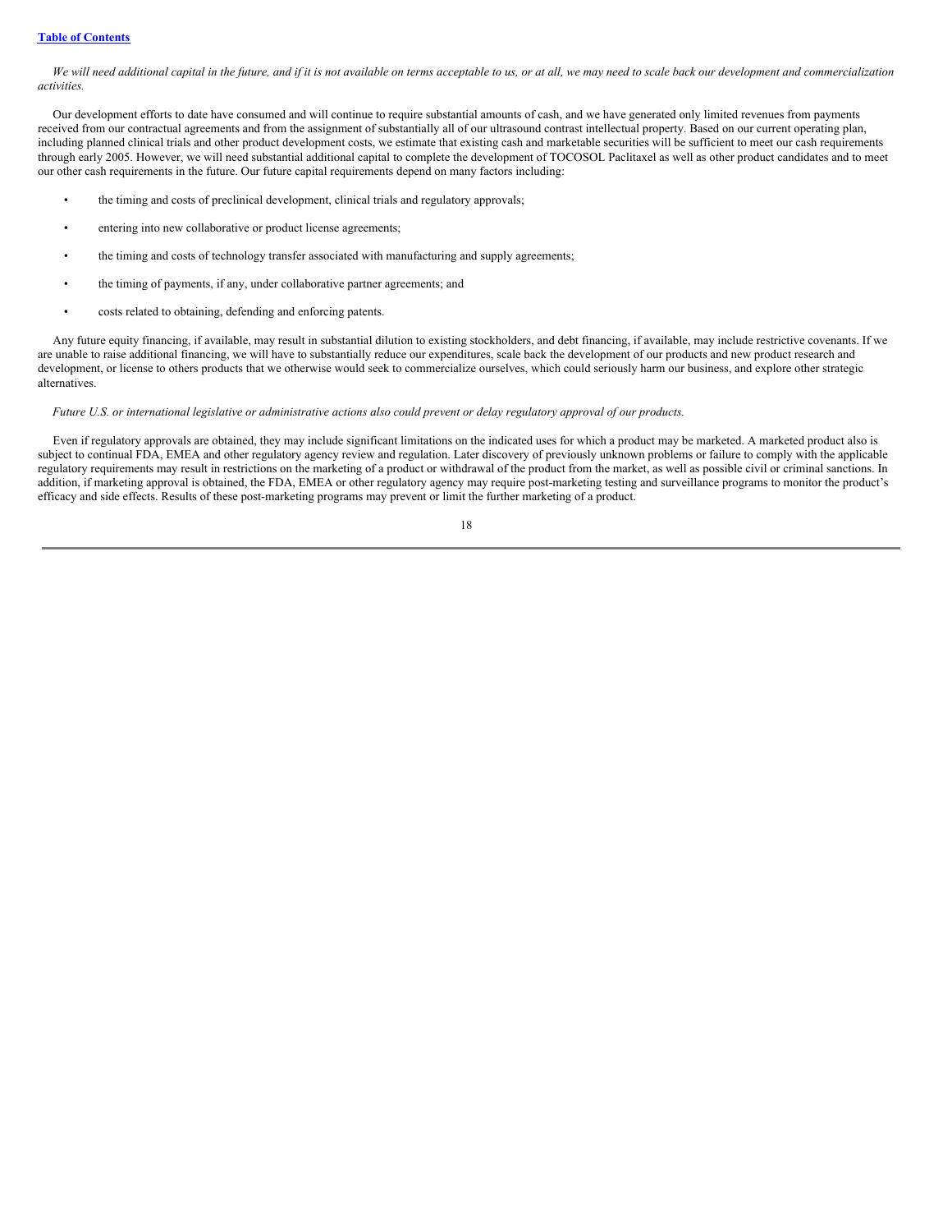*We will need additional capital in the future, and if it is not available on terms acceptable to us, or at all, we may need to scale back our development and commercialization activities.*

Our development efforts to date have consumed and will continue to require substantial amounts of cash, and we have generated only limited revenues from payments received from our contractual agreements and from the assignment of substantially all of our ultrasound contrast intellectual property. Based on our current operating plan, including planned clinical trials and other product development costs, we estimate that existing cash and marketable securities will be sufficient to meet our cash requirements through early 2005. However, we will need substantial additional capital to complete the development of TOCOSOL Paclitaxel as well as other product candidates and to meet our other cash requirements in the future. Our future capital requirements depend on many factors including:

- the timing and costs of preclinical development, clinical trials and regulatory approvals;
- entering into new collaborative or product license agreements;
- the timing and costs of technology transfer associated with manufacturing and supply agreements;
- the timing of payments, if any, under collaborative partner agreements; and
- costs related to obtaining, defending and enforcing patents.

Any future equity financing, if available, may result in substantial dilution to existing stockholders, and debt financing, if available, may include restrictive covenants. If we are unable to raise additional financing, we will have to substantially reduce our expenditures, scale back the development of our products and new product research and development, or license to others products that we otherwise would seek to commercialize ourselves, which could seriously harm our business, and explore other strategic alternatives.

*Future U.S. or international legislative or administrative actions also could prevent or delay regulatory approval of our products.*

Even if regulatory approvals are obtained, they may include significant limitations on the indicated uses for which a product may be marketed. A marketed product also is subject to continual FDA, EMEA and other regulatory agency review and regulation. Later discovery of previously unknown problems or failure to comply with the applicable regulatory requirements may result in restrictions on the marketing of a product or withdrawal of the product from the market, as well as possible civil or criminal sanctions. In addition, if marketing approval is obtained, the FDA, EMEA or other regulatory agency may require post-marketing testing and surveillance programs to monitor the product's efficacy and side effects. Results of these post-marketing programs may prevent or limit the further marketing of a product.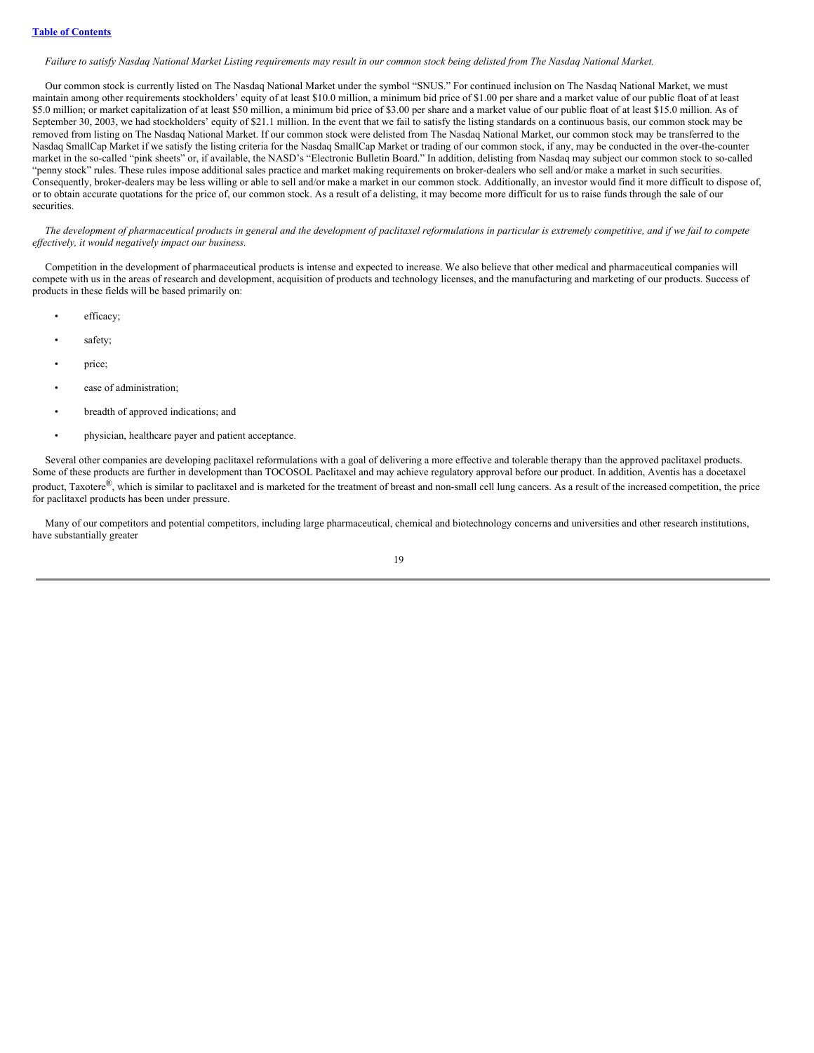*Failure to satisfy Nasdaq National Market Listing requirements may result in our common stock being delisted from The Nasdaq National Market.*

Our common stock is currently listed on The Nasdaq National Market under the symbol “SNUS.” For continued inclusion on The Nasdaq National Market, we must maintain among other requirements stockholders’ equity of at least $10.0 million, a minimum bid price of $1.00 per share and a market value of our public float of at least $5.0 million; or market capitalization of at least $50 million, a minimum bid price of $3.00 per share and a market value of our public float of at least $15.0 million. As of September 30, 2003, we had stockholders’ equity of $21.1 million. In the event that we fail to satisfy the listing standards on a continuous basis, our common stock may be removed from listing on The Nasdaq National Market. If our common stock were delisted from The Nasdaq National Market, our common stock may be transferred to the Nasdaq SmallCap Market if we satisfy the listing criteria for the Nasdaq SmallCap Market or trading of our common stock, if any, may be conducted in the over-the-counter market in the so-called “pink sheets” or, if available, the NASD’s “Electronic Bulletin Board.” In addition, delisting from Nasdaq may subject our common stock to so-called “penny stock” rules. These rules impose additional sales practice and market making requirements on broker-dealers who sell and/or make a market in such securities. Consequently, broker-dealers may be less willing or able to sell and/or make a market in our common stock. Additionally, an investor would find it more difficult to dispose of, or to obtain accurate quotations for the price of, our common stock. As a result of a delisting, it may become more difficult for us to raise funds through the sale of our securities.

*The development of pharmaceutical products in general and the development of paclitaxel reformulations in particular is extremely competitive, and if we fail to compete effectively, it would negatively impact our business.*

Competition in the development of pharmaceutical products is intense and expected to increase. We also believe that other medical and pharmaceutical companies will compete with us in the areas of research and development, acquisition of products and technology licenses, and the manufacturing and marketing of our products. Success of products in these fields will be based primarily on:

- efficacy;
- safety;
- price;
- ease of administration;
- breadth of approved indications; and
- physician, healthcare payer and patient acceptance.

Several other companies are developing paclitaxel reformulations with a goal of delivering a more effective and tolerable therapy than the approved paclitaxel products. Some of these products are further in development than TOCOSOL Paclitaxel and may achieve regulatory approval before our product. In addition, Aventis has a docetaxel product, Taxotere®, which is similar to paclitaxel and is marketed for the treatment of breast and non-small cell lung cancers. As a result of the increased competition, the price for paclitaxel products has been under pressure.

Many of our competitors and potential competitors, including large pharmaceutical, chemical and biotechnology concerns and universities and other research institutions, have substantially greater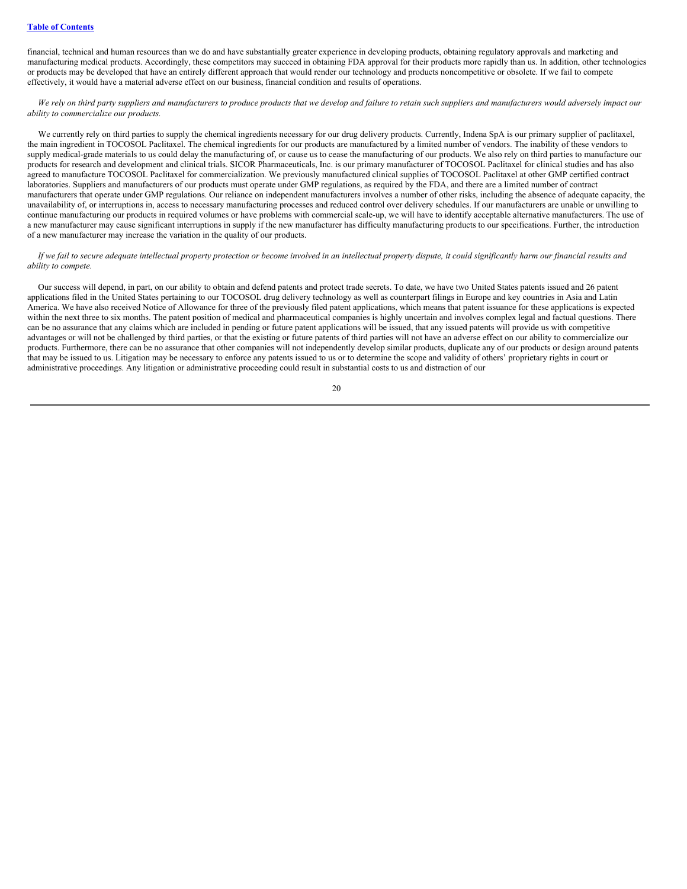financial, technical and human resources than we do and have substantially greater experience in developing products, obtaining regulatory approvals and marketing and manufacturing medical products. Accordingly, these competitors may succeed in obtaining FDA approval for their products more rapidly than us. In addition, other technologies or products may be developed that have an entirely different approach that would render our technology and products noncompetitive or obsolete. If we fail to compete effectively, it would have a material adverse effect on our business, financial condition and results of operations.

*We rely on third party suppliers and manufacturers to produce products that we develop and failure to retain such suppliers and manufacturers would adversely impact our ability to commercialize our products.*

We currently rely on third parties to supply the chemical ingredients necessary for our drug delivery products. Currently, Indena SpA is our primary supplier of paclitaxel, the main ingredient in TOCOSOL Paclitaxel. The chemical ingredients for our products are manufactured by a limited number of vendors. The inability of these vendors to supply medical-grade materials to us could delay the manufacturing of, or cause us to cease the manufacturing of our products. We also rely on third parties to manufacture our products for research and development and clinical trials. SICOR Pharmaceuticals, Inc. is our primary manufacturer of TOCOSOL Paclitaxel for clinical studies and has also agreed to manufacture TOCOSOL Paclitaxel for commercialization. We previously manufactured clinical supplies of TOCOSOL Paclitaxel at other GMP certified contract laboratories. Suppliers and manufacturers of our products must operate under GMP regulations, as required by the FDA, and there are a limited number of contract manufacturers that operate under GMP regulations. Our reliance on independent manufacturers involves a number of other risks, including the absence of adequate capacity, the unavailability of, or interruptions in, access to necessary manufacturing processes and reduced control over delivery schedules. If our manufacturers are unable or unwilling to continue manufacturing our products in required volumes or have problems with commercial scale-up, we will have to identify acceptable alternative manufacturers. The use of a new manufacturer may cause significant interruptions in supply if the new manufacturer has difficulty manufacturing products to our specifications. Further, the introduction of a new manufacturer may increase the variation in the quality of our products.

*If we fail to secure adequate intellectual property protection or become involved in an intellectual property dispute, it could significantly harm our financial results and ability to compete.*

Our success will depend, in part, on our ability to obtain and defend patents and protect trade secrets. To date, we have two United States patents issued and 26 patent applications filed in the United States pertaining to our TOCOSOL drug delivery technology as well as counterpart filings in Europe and key countries in Asia and Latin America. We have also received Notice of Allowance for three of the previously filed patent applications, which means that patent issuance for these applications is expected within the next three to six months. The patent position of medical and pharmaceutical companies is highly uncertain and involves complex legal and factual questions. There can be no assurance that any claims which are included in pending or future patent applications will be issued, that any issued patents will provide us with competitive advantages or will not be challenged by third parties, or that the existing or future patents of third parties will not have an adverse effect on our ability to commercialize our products. Furthermore, there can be no assurance that other companies will not independently develop similar products, duplicate any of our products or design around patents that may be issued to us. Litigation may be necessary to enforce any patents issued to us or to determine the scope and validity of others' proprietary rights in court or administrative proceedings. Any litigation or administrative proceeding could result in substantial costs to us and distraction of our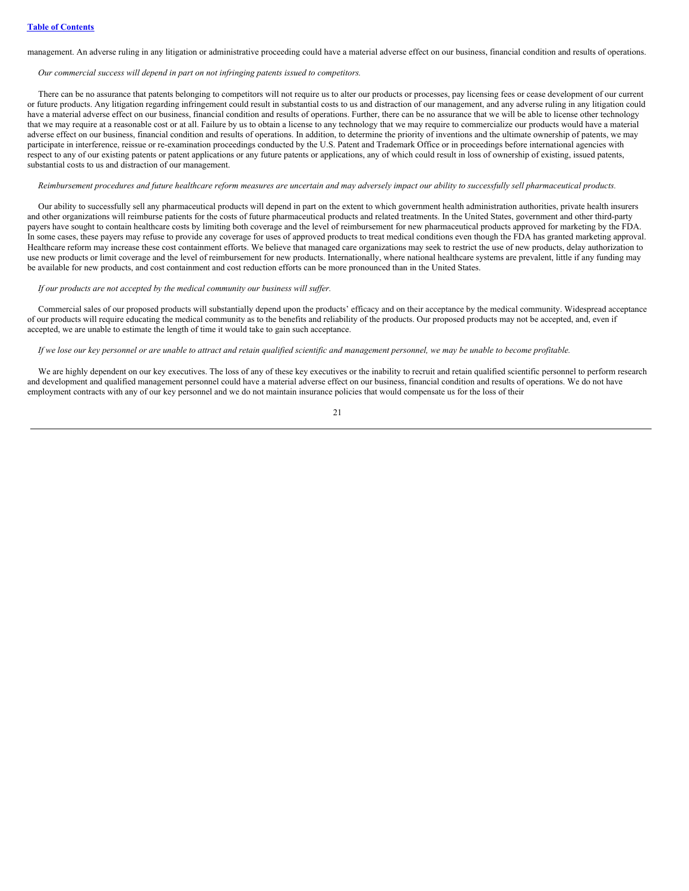management. An adverse ruling in any litigation or administrative proceeding could have a material adverse effect on our business, financial condition and results of operations.

*Our commercial success will depend in part on not infringing patents issued to competitors.*

There can be no assurance that patents belonging to competitors will not require us to alter our products or processes, pay licensing fees or cease development of our current or future products. Any litigation regarding infringement could result in substantial costs to us and distraction of our management, and any adverse ruling in any litigation could have a material adverse effect on our business, financial condition and results of operations. Further, there can be no assurance that we will be able to license other technology that we may require at a reasonable cost or at all. Failure by us to obtain a license to any technology that we may require to commercialize our products would have a material adverse effect on our business, financial condition and results of operations. In addition, to determine the priority of inventions and the ultimate ownership of patents, we may participate in interference, reissue or re-examination proceedings conducted by the U.S. Patent and Trademark Office or in proceedings before international agencies with respect to any of our existing patents or patent applications or any future patents or applications, any of which could result in loss of ownership of existing, issued patents, substantial costs to us and distraction of our management.

*Reimbursement procedures and future healthcare reform measures are uncertain and may adversely impact our ability to successfully sell pharmaceutical products.*

Our ability to successfully sell any pharmaceutical products will depend in part on the extent to which government health administration authorities, private health insurers and other organizations will reimburse patients for the costs of future pharmaceutical products and related treatments. In the United States, government and other third-party payers have sought to contain healthcare costs by limiting both coverage and the level of reimbursement for new pharmaceutical products approved for marketing by the FDA. In some cases, these payers may refuse to provide any coverage for uses of approved products to treat medical conditions even though the FDA has granted marketing approval. Healthcare reform may increase these cost containment efforts. We believe that managed care organizations may seek to restrict the use of new products, delay authorization to use new products or limit coverage and the level of reimbursement for new products. Internationally, where national healthcare systems are prevalent, little if any funding may be available for new products, and cost containment and cost reduction efforts can be more pronounced than in the United States.

*If our products are not accepted by the medical community our business will suffer.*

Commercial sales of our proposed products will substantially depend upon the products' efficacy and on their acceptance by the medical community. Widespread acceptance of our products will require educating the medical community as to the benefits and reliability of the products. Our proposed products may not be accepted, and, even if accepted, we are unable to estimate the length of time it would take to gain such acceptance.

*If we lose our key personnel or are unable to attract and retain qualified scientific and management personnel, we may be unable to become profitable.*

We are highly dependent on our key executives. The loss of any of these key executives or the inability to recruit and retain qualified scientific personnel to perform research and development and qualified management personnel could have a material adverse effect on our business, financial condition and results of operations. We do not have employment contracts with any of our key personnel and we do not maintain insurance policies that would compensate us for the loss of their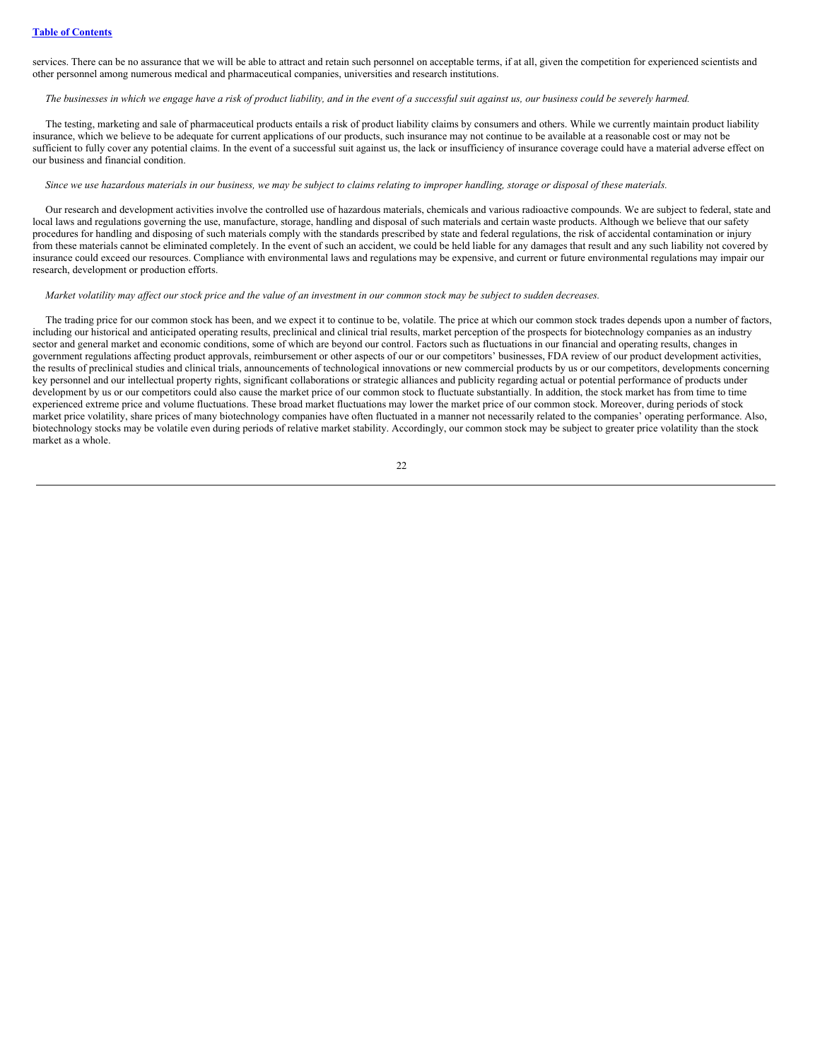services. There can be no assurance that we will be able to attract and retain such personnel on acceptable terms, if at all, given the competition for experienced scientists and other personnel among numerous medical and pharmaceutical companies, universities and research institutions.

*The businesses in which we engage have a risk of product liability, and in the event of a successful suit against us, our business could be severely harmed.*

The testing, marketing and sale of pharmaceutical products entails a risk of product liability claims by consumers and others. While we currently maintain product liability insurance, which we believe to be adequate for current applications of our products, such insurance may not continue to be available at a reasonable cost or may not be sufficient to fully cover any potential claims. In the event of a successful suit against us, the lack or insufficiency of insurance coverage could have a material adverse effect on our business and financial condition.

*Since we use hazardous materials in our business, we may be subject to claims relating to improper handling, storage or disposal of these materials.*

Our research and development activities involve the controlled use of hazardous materials, chemicals and various radioactive compounds. We are subject to federal, state and local laws and regulations governing the use, manufacture, storage, handling and disposal of such materials and certain waste products. Although we believe that our safety procedures for handling and disposing of such materials comply with the standards prescribed by state and federal regulations, the risk of accidental contamination or injury from these materials cannot be eliminated completely. In the event of such an accident, we could be held liable for any damages that result and any such liability not covered by insurance could exceed our resources. Compliance with environmental laws and regulations may be expensive, and current or future environmental regulations may impair our research, development or production efforts.

*Market volatility may affect our stock price and the value of an investment in our common stock may be subject to sudden decreases.*

The trading price for our common stock has been, and we expect it to continue to be, volatile. The price at which our common stock trades depends upon a number of factors, including our historical and anticipated operating results, preclinical and clinical trial results, market perception of the prospects for biotechnology companies as an industry sector and general market and economic conditions, some of which are beyond our control. Factors such as fluctuations in our financial and operating results, changes in government regulations affecting product approvals, reimbursement or other aspects of our or our competitors' businesses, FDA review of our product development activities, the results of preclinical studies and clinical trials, announcements of technological innovations or new commercial products by us or our competitors, developments concerning key personnel and our intellectual property rights, significant collaborations or strategic alliances and publicity regarding actual or potential performance of products under development by us or our competitors could also cause the market price of our common stock to fluctuate substantially. In addition, the stock market has from time to time experienced extreme price and volume fluctuations. These broad market fluctuations may lower the market price of our common stock. Moreover, during periods of stock market price volatility, share prices of many biotechnology companies have often fluctuated in a manner not necessarily related to the companies' operating performance. Also, biotechnology stocks may be volatile even during periods of relative market stability. Accordingly, our common stock may be subject to greater price volatility than the stock market as a whole.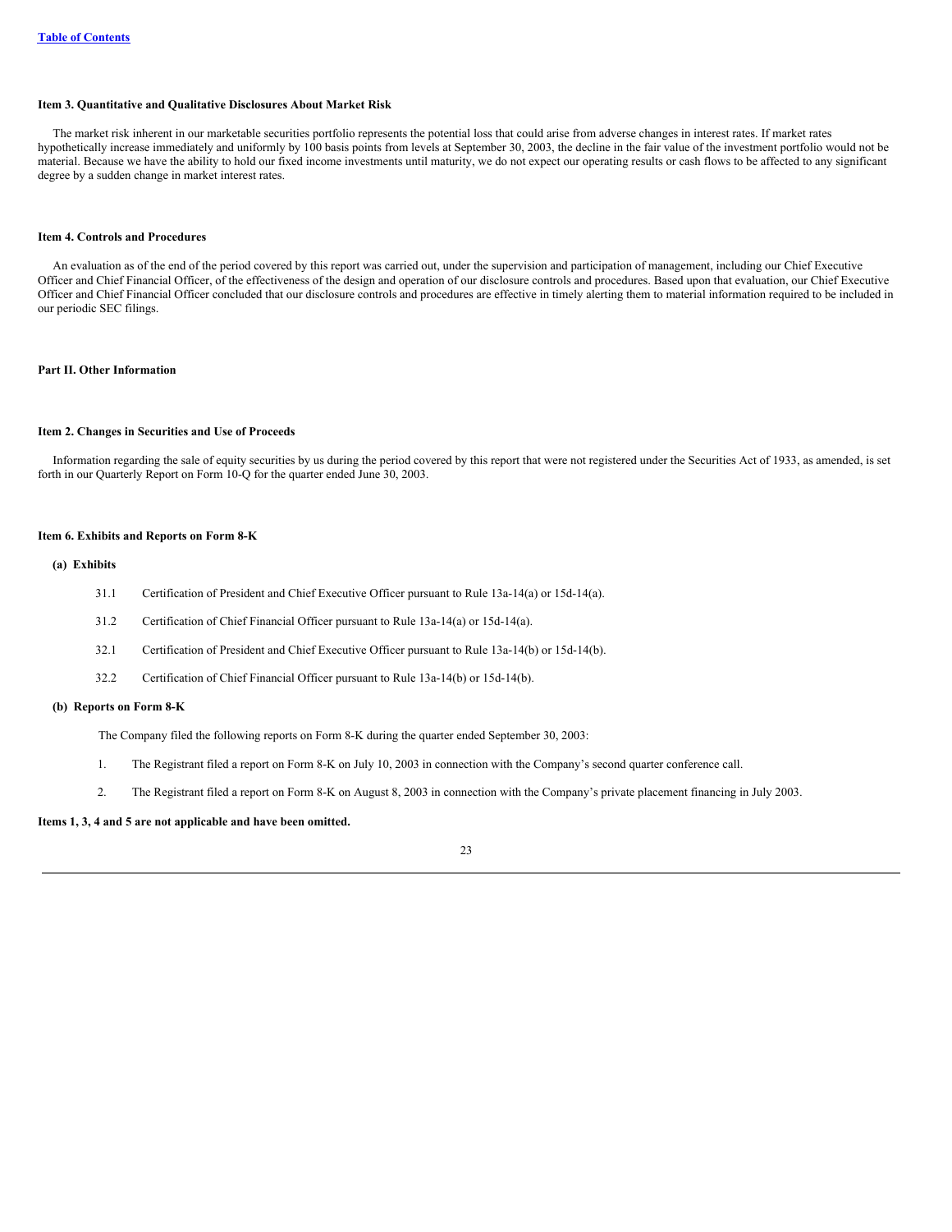### Item 3. Quantitative and Qualitative Disclosures About Market Risk

The market risk inherent in our marketable securities portfolio represents the potential loss that could arise from adverse changes in interest rates. If market rates hypothetically increase immediately and uniformly by 100 basis points from levels at September 30, 2003, the decline in the fair value of the investment portfolio would not be material. Because we have the ability to hold our fixed income investments until maturity, we do not expect our operating results or cash flows to be affected to any significant degree by a sudden change in market interest rates.

### Item 4. Controls and Procedures

An evaluation as of the end of the period covered by this report was carried out, under the supervision and participation of management, including our Chief Executive Officer and Chief Financial Officer, of the effectiveness of the design and operation of our disclosure controls and procedures. Based upon that evaluation, our Chief Executive Officer and Chief Financial Officer concluded that our disclosure controls and procedures are effective in timely alerting them to material information required to be included in our periodic SEC filings.

## Part II. Other Information

### Item 2. Changes in Securities and Use of Proceeds

Information regarding the sale of equity securities by us during the period covered by this report that were not registered under the Securities Act of 1933, as amended, is set forth in our Quarterly Report on Form 10-Q for the quarter ended June 30, 2003.

### Item 6. Exhibits and Reports on Form 8-K

**(a) Exhibits**

31.1 Certification of President and Chief Executive Officer pursuant to Rule 13a-14(a) or 15d-14(a).

31.2 Certification of Chief Financial Officer pursuant to Rule 13a-14(a) or 15d-14(a).

32.1 Certification of President and Chief Executive Officer pursuant to Rule 13a-14(b) or 15d-14(b).

32.2 Certification of Chief Financial Officer pursuant to Rule 13a-14(b) or 15d-14(b).

**(b) Reports on Form 8-K**

The Company filed the following reports on Form 8-K during the quarter ended September 30, 2003:

1. The Registrant filed a report on Form 8-K on July 10, 2003 in connection with the Company's second quarter conference call.
2. The Registrant filed a report on Form 8-K on August 8, 2003 in connection with the Company's private placement financing in July 2003.

**Items 1, 3, 4 and 5 are not applicable and have been omitted.**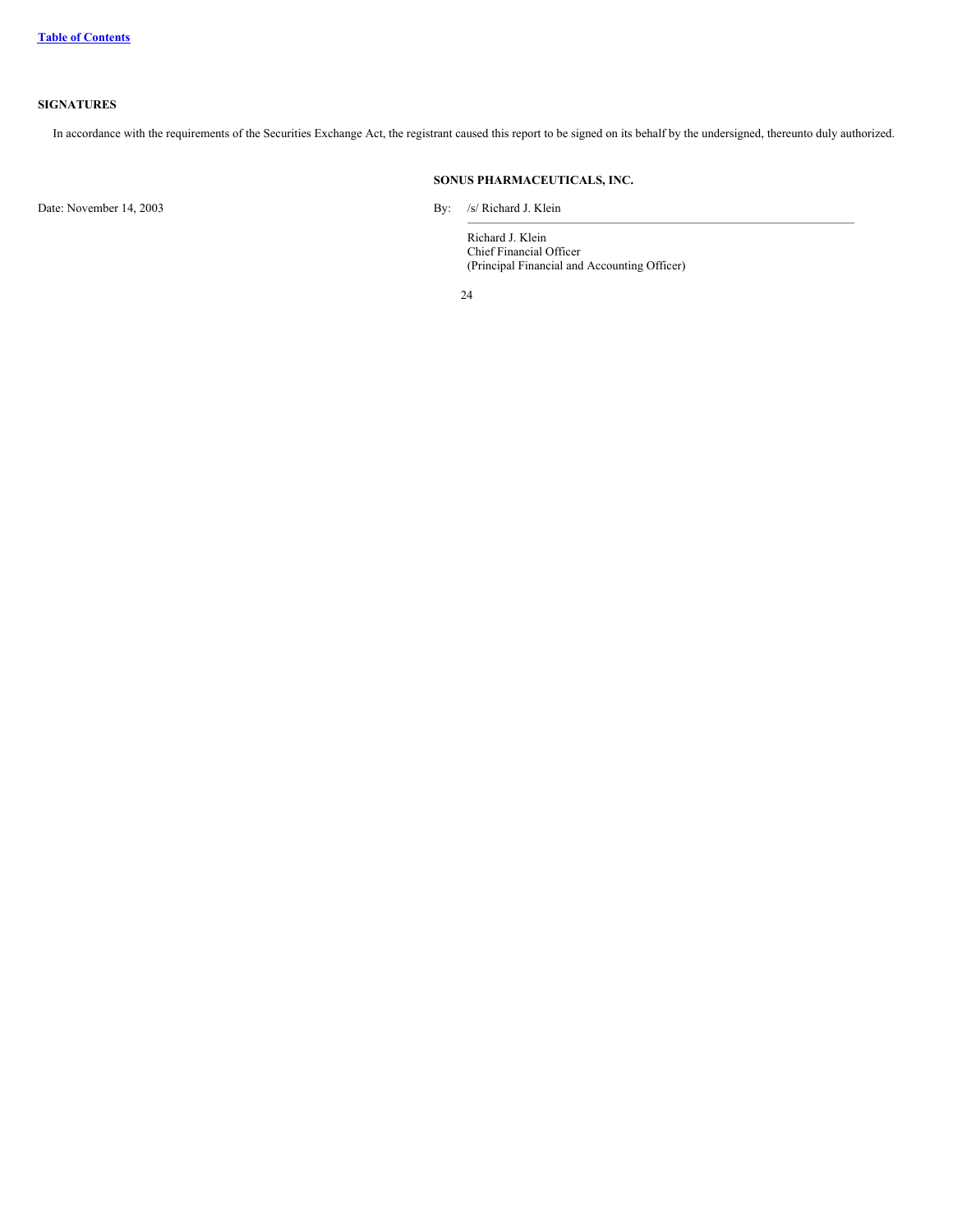**SIGNATURES**

In accordance with the requirements of the Securities Exchange Act, the registrant caused this report to be signed on its behalf by the undersigned, thereunto duly authorized.

**SONUS PHARMACEUTICALS, INC.**

Date: November 14, 2003

By: /s/ Richard J. Klein

Richard J. Klein
Chief Financial Officer
(Principal Financial and Accounting Officer)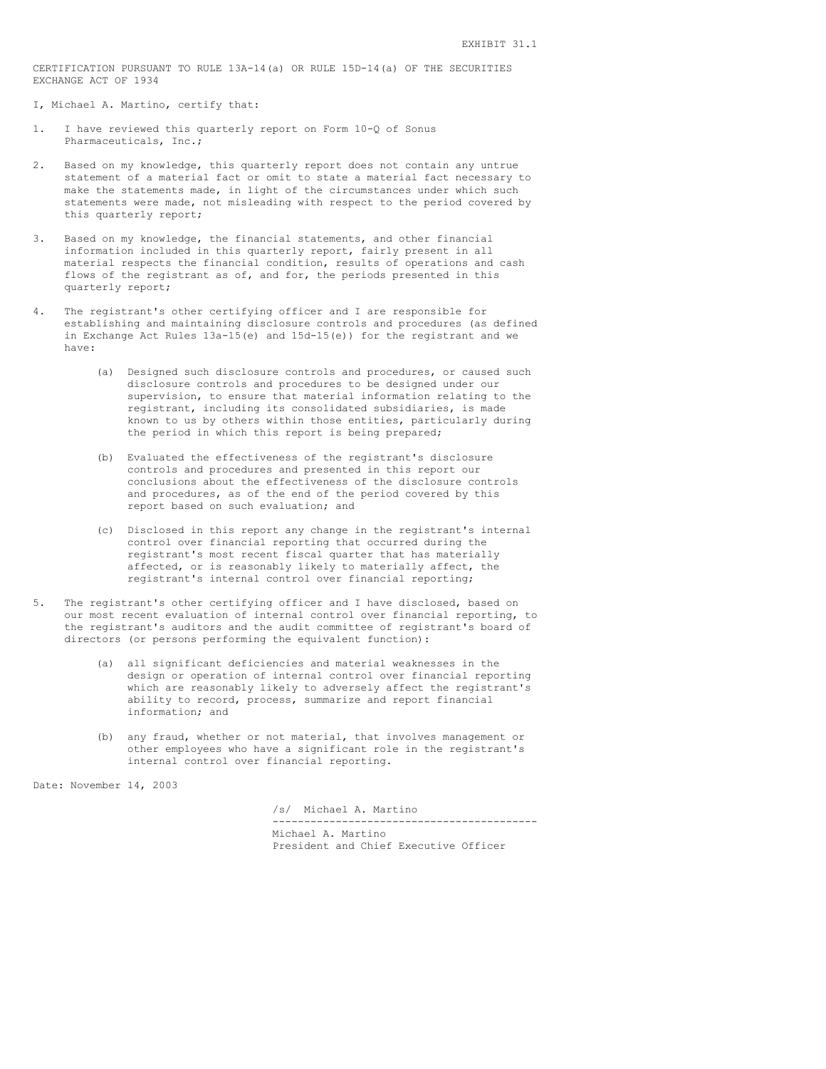EXHIBIT 31.1

CERTIFICATION PURSUANT TO RULE 13A-14(a) OR RULE 15D-14(a) OF THE SECURITIES EXCHANGE ACT OF 1934

I, Michael A. Martino, certify that:

1. I have reviewed this quarterly report on Form 10-Q of Sonus Pharmaceuticals, Inc.;

2. Based on my knowledge, this quarterly report does not contain any untrue statement of a material fact or omit to state a material fact necessary to make the statements made, in light of the circumstances under which such statements were made, not misleading with respect to the period covered by this quarterly report;

3. Based on my knowledge, the financial statements, and other financial information included in this quarterly report, fairly present in all material respects the financial condition, results of operations and cash flows of the registrant as of, and for, the periods presented in this quarterly report;

4. The registrant's other certifying officer and I are responsible for establishing and maintaining disclosure controls and procedures (as defined in Exchange Act Rules 13a-15(e) and 15d-15(e)) for the registrant and we have:

   (a) Designed such disclosure controls and procedures, or caused such disclosure controls and procedures to be designed under our supervision, to ensure that material information relating to the registrant, including its consolidated subsidiaries, is made known to us by others within those entities, particularly during the period in which this report is being prepared;

   (b) Evaluated the effectiveness of the registrant's disclosure controls and procedures and presented in this report our conclusions about the effectiveness of the disclosure controls and procedures, as of the end of the period covered by this report based on such evaluation; and

   (c) Disclosed in this report any change in the registrant's internal control over financial reporting that occurred during the registrant's most recent fiscal quarter that has materially affected, or is reasonably likely to materially affect, the registrant's internal control over financial reporting;

5. The registrant's other certifying officer and I have disclosed, based on our most recent evaluation of internal control over financial reporting, to the registrant's auditors and the audit committee of registrant's board of directors (or persons performing the equivalent function):

   (a) all significant deficiencies and material weaknesses in the design or operation of internal control over financial reporting which are reasonably likely to adversely affect the registrant's ability to record, process, summarize and report financial information; and

   (b) any fraud, whether or not material, that involves management or other employees who have a significant role in the registrant's internal control over financial reporting.

Date: November 14, 2003

/s/ Michael A. Martino

Michael A. Martino
President and Chief Executive Officer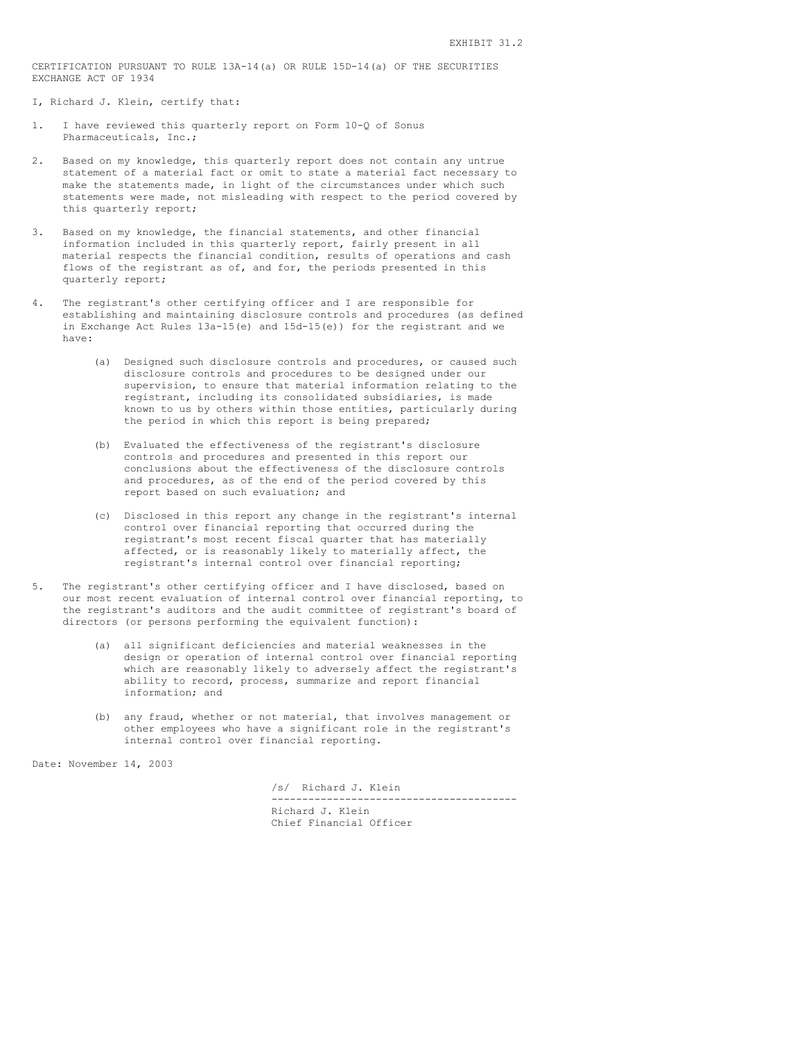EXHIBIT 31.2

CERTIFICATION PURSUANT TO RULE 13A-14(a) OR RULE 15D-14(a) OF THE SECURITIES EXCHANGE ACT OF 1934

I, Richard J. Klein, certify that:

1. I have reviewed this quarterly report on Form 10-Q of Sonus Pharmaceuticals, Inc.;

2. Based on my knowledge, this quarterly report does not contain any untrue statement of a material fact or omit to state a material fact necessary to make the statements made, in light of the circumstances under which such statements were made, not misleading with respect to the period covered by this quarterly report;

3. Based on my knowledge, the financial statements, and other financial information included in this quarterly report, fairly present in all material respects the financial condition, results of operations and cash flows of the registrant as of, and for, the periods presented in this quarterly report;

4. The registrant's other certifying officer and I are responsible for establishing and maintaining disclosure controls and procedures (as defined in Exchange Act Rules 13a-15(e) and 15d-15(e)) for the registrant and we have:

   (a) Designed such disclosure controls and procedures, or caused such disclosure controls and procedures to be designed under our supervision, to ensure that material information relating to the registrant, including its consolidated subsidiaries, is made known to us by others within those entities, particularly during the period in which this report is being prepared;

   (b) Evaluated the effectiveness of the registrant's disclosure controls and procedures and presented in this report our conclusions about the effectiveness of the disclosure controls and procedures, as of the end of the period covered by this report based on such evaluation; and

   (c) Disclosed in this report any change in the registrant's internal control over financial reporting that occurred during the registrant's most recent fiscal quarter that has materially affected, or is reasonably likely to materially affect, the registrant's internal control over financial reporting;

5. The registrant's other certifying officer and I have disclosed, based on our most recent evaluation of internal control over financial reporting, to the registrant's auditors and the audit committee of registrant's board of directors (or persons performing the equivalent function):

   (a) all significant deficiencies and material weaknesses in the design or operation of internal control over financial reporting which are reasonably likely to adversely affect the registrant's ability to record, process, summarize and report financial information; and

   (b) any fraud, whether or not material, that involves management or other employees who have a significant role in the registrant's internal control over financial reporting.

Date: November 14, 2003

/s/ Richard J. Klein

---------------------------------------

Richard J. Klein
Chief Financial Officer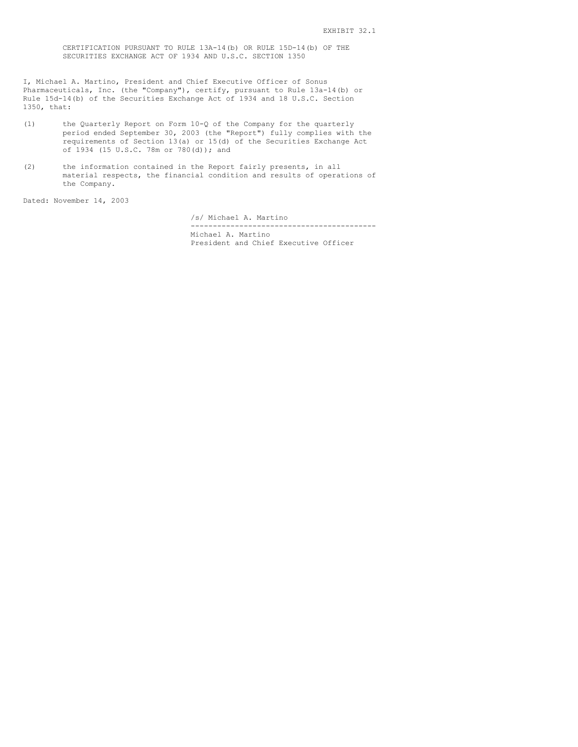EXHIBIT 32.1

CERTIFICATION PURSUANT TO RULE 13A-14(b) OR RULE 15D-14(b) OF THE SECURITIES EXCHANGE ACT OF 1934 AND U.S.C. SECTION 1350

I, Michael A. Martino, President and Chief Executive Officer of Sonus Pharmaceuticals, Inc. (the "Company"), certify, pursuant to Rule 13a-14(b) or Rule 15d-14(b) of the Securities Exchange Act of 1934 and 18 U.S.C. Section 1350, that:

(1) the Quarterly Report on Form 10-Q of the Company for the quarterly period ended September 30, 2003 (the "Report") fully complies with the requirements of Section 13(a) or 15(d) of the Securities Exchange Act of 1934 (15 U.S.C. 78m or 780(d)); and

(2) the information contained in the Report fairly presents, in all material respects, the financial condition and results of operations of the Company.

Dated: November 14, 2003

/s/ Michael A. Martino

---

Michael A. Martino
President and Chief Executive Officer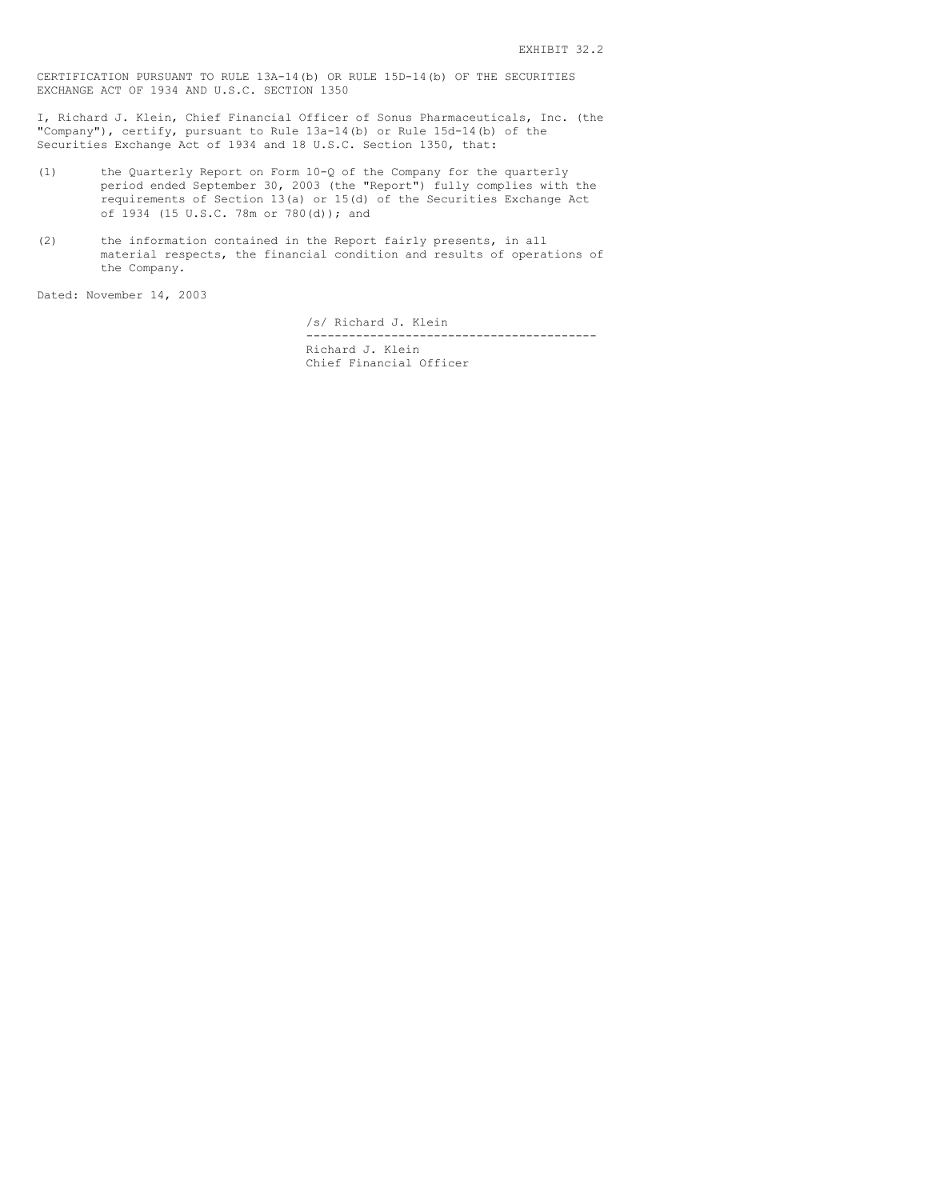EXHIBIT 32.2

CERTIFICATION PURSUANT TO RULE 13A-14(b) OR RULE 15D-14(b) OF THE SECURITIES EXCHANGE ACT OF 1934 AND U.S.C. SECTION 1350

I, Richard J. Klein, Chief Financial Officer of Sonus Pharmaceuticals, Inc. (the "Company"), certify, pursuant to Rule 13a-14(b) or Rule 15d-14(b) of the Securities Exchange Act of 1934 and 18 U.S.C. Section 1350, that:

(1) the Quarterly Report on Form 10-Q of the Company for the quarterly period ended September 30, 2003 (the "Report") fully complies with the requirements of Section 13(a) or 15(d) of the Securities Exchange Act of 1934 (15 U.S.C. 78m or 780(d)); and

(2) the information contained in the Report fairly presents, in all material respects, the financial condition and results of operations of the Company.

Dated: November 14, 2003

/s/ Richard J. Klein

Richard J. Klein
Chief Financial Officer